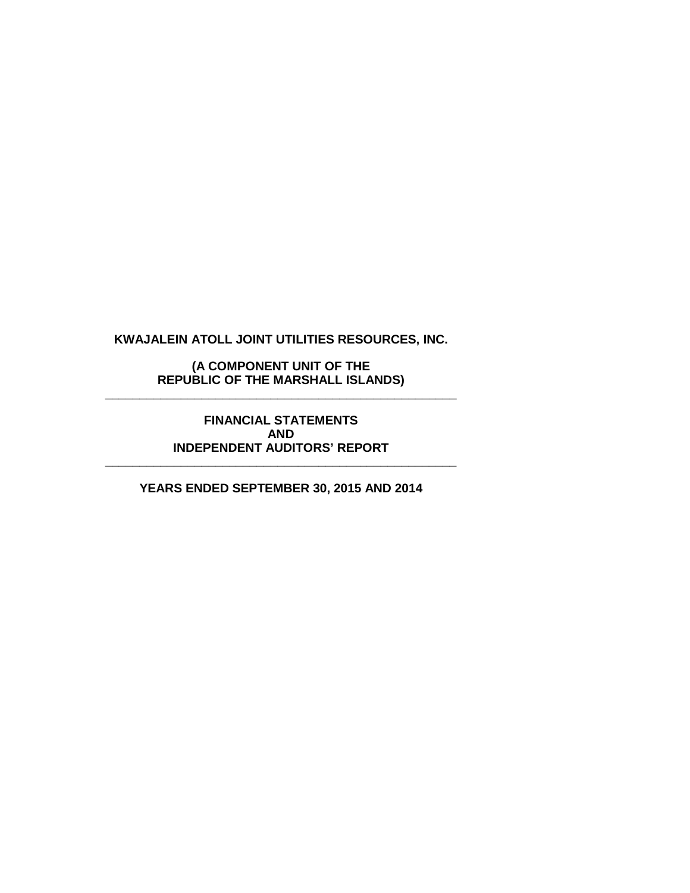# KWAJALEIN ATOLL JOINT UTILITIES RESOURCES, INC.

## (A COMPONENT UNIT OF THE REPUBLIC OF THE MARSHALL ISLANDS)

---

## FINANCIAL STATEMENTS AND INDEPENDENT AUDITORS' REPORT

---

## YEARS ENDED SEPTEMBER 30, 2015 AND 2014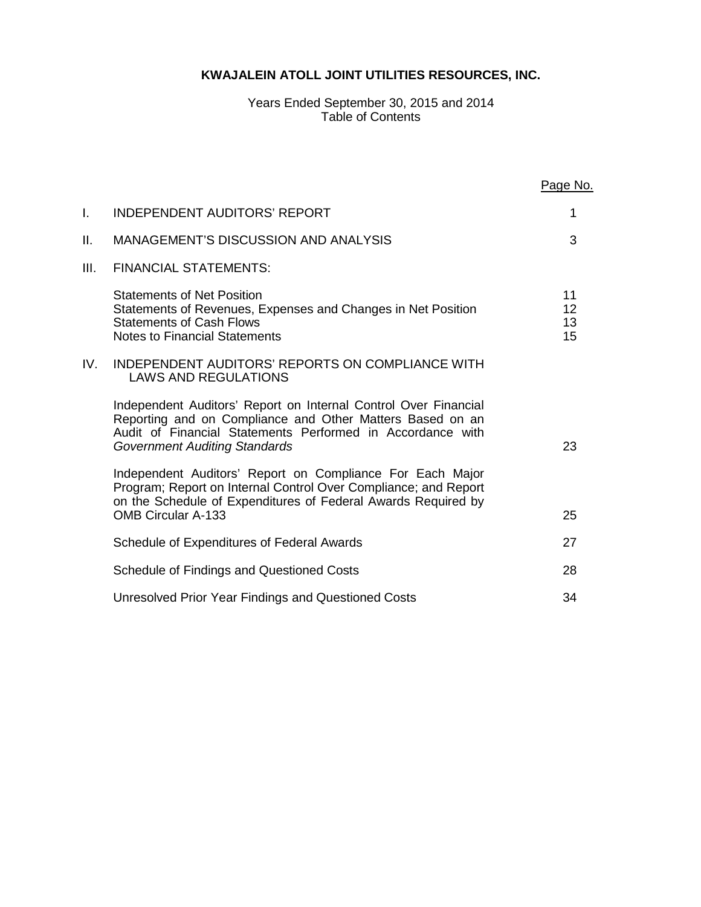# KWAJALEIN ATOLL JOINT UTILITIES RESOURCES, INC.

Years Ended September 30, 2015 and 2014
Table of Contents

| | | Page No. |
|---|---|---|
| I. | INDEPENDENT AUDITORS' REPORT | 1 |
| II. | MANAGEMENT'S DISCUSSION AND ANALYSIS | 3 |
| III. | FINANCIAL STATEMENTS: | |
| | Statements of Net Position | 11 |
| | Statements of Revenues, Expenses and Changes in Net Position | 12 |
| | Statements of Cash Flows | 13 |
| | Notes to Financial Statements | 15 |
| IV. | INDEPENDENT AUDITORS' REPORTS ON COMPLIANCE WITH LAWS AND REGULATIONS | |
| | Independent Auditors' Report on Internal Control Over Financial Reporting and on Compliance and Other Matters Based on an Audit of Financial Statements Performed in Accordance with *Government Auditing Standards* | 23 |
| | Independent Auditors' Report on Compliance For Each Major Program; Report on Internal Control Over Compliance; and Report on the Schedule of Expenditures of Federal Awards Required by OMB Circular A-133 | 25 |
| | Schedule of Expenditures of Federal Awards | 27 |
| | Schedule of Findings and Questioned Costs | 28 |
| | Unresolved Prior Year Findings and Questioned Costs | 34 |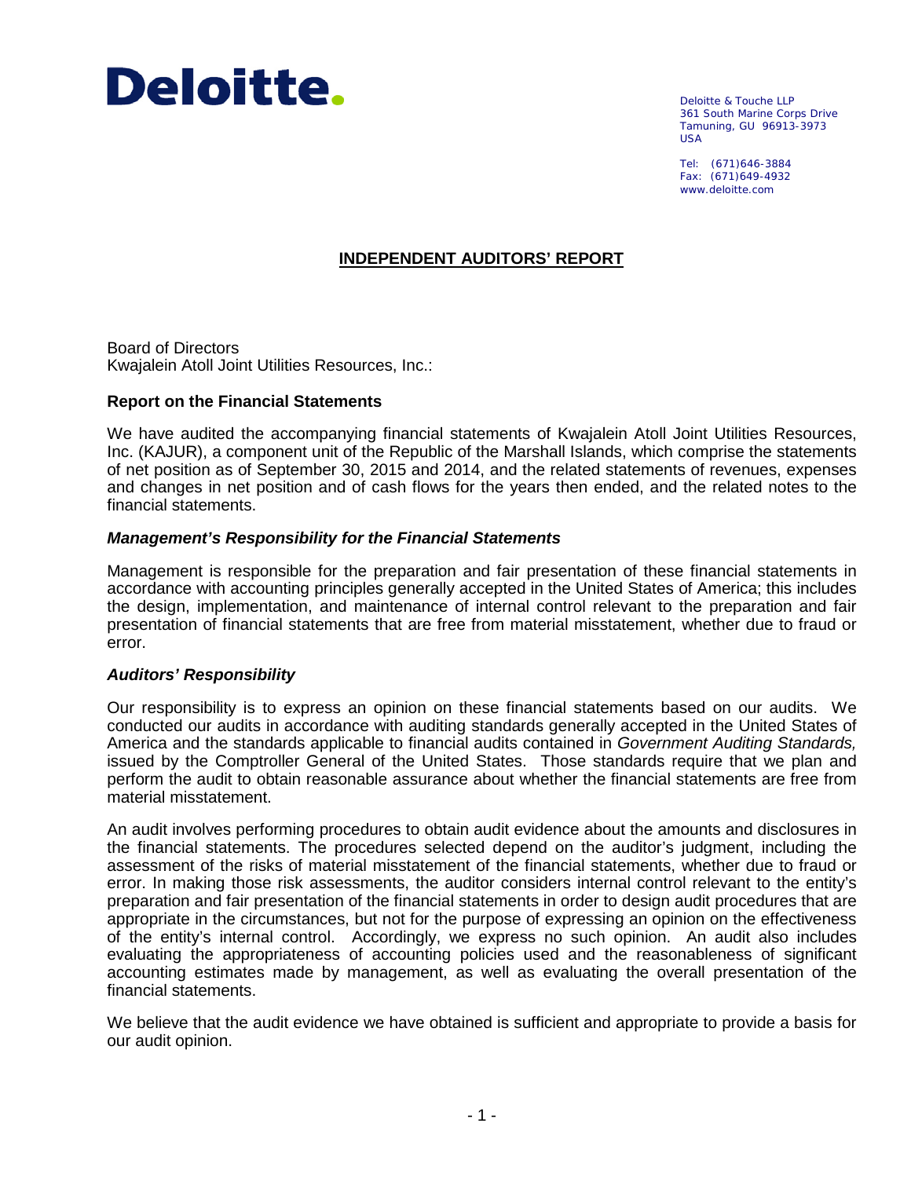Deloitte.

Deloitte & Touche LLP
361 South Marine Corps Drive
Tamuning, GU 96913-3973
USA

Tel: (671)646-3884
Fax: (671)649-4932
www.deloitte.com

## INDEPENDENT AUDITORS' REPORT

Board of Directors
Kwajalein Atoll Joint Utilities Resources, Inc.:

### Report on the Financial Statements

We have audited the accompanying financial statements of Kwajalein Atoll Joint Utilities Resources, Inc. (KAJUR), a component unit of the Republic of the Marshall Islands, which comprise the statements of net position as of September 30, 2015 and 2014, and the related statements of revenues, expenses and changes in net position and of cash flows for the years then ended, and the related notes to the financial statements.

### *Management's Responsibility for the Financial Statements*

Management is responsible for the preparation and fair presentation of these financial statements in accordance with accounting principles generally accepted in the United States of America; this includes the design, implementation, and maintenance of internal control relevant to the preparation and fair presentation of financial statements that are free from material misstatement, whether due to fraud or error.

### *Auditors' Responsibility*

Our responsibility is to express an opinion on these financial statements based on our audits. We conducted our audits in accordance with auditing standards generally accepted in the United States of America and the standards applicable to financial audits contained in *Government Auditing Standards,* issued by the Comptroller General of the United States. Those standards require that we plan and perform the audit to obtain reasonable assurance about whether the financial statements are free from material misstatement.

An audit involves performing procedures to obtain audit evidence about the amounts and disclosures in the financial statements. The procedures selected depend on the auditor's judgment, including the assessment of the risks of material misstatement of the financial statements, whether due to fraud or error. In making those risk assessments, the auditor considers internal control relevant to the entity's preparation and fair presentation of the financial statements in order to design audit procedures that are appropriate in the circumstances, but not for the purpose of expressing an opinion on the effectiveness of the entity's internal control. Accordingly, we express no such opinion. An audit also includes evaluating the appropriateness of accounting policies used and the reasonableness of significant accounting estimates made by management, as well as evaluating the overall presentation of the financial statements.

We believe that the audit evidence we have obtained is sufficient and appropriate to provide a basis for our audit opinion.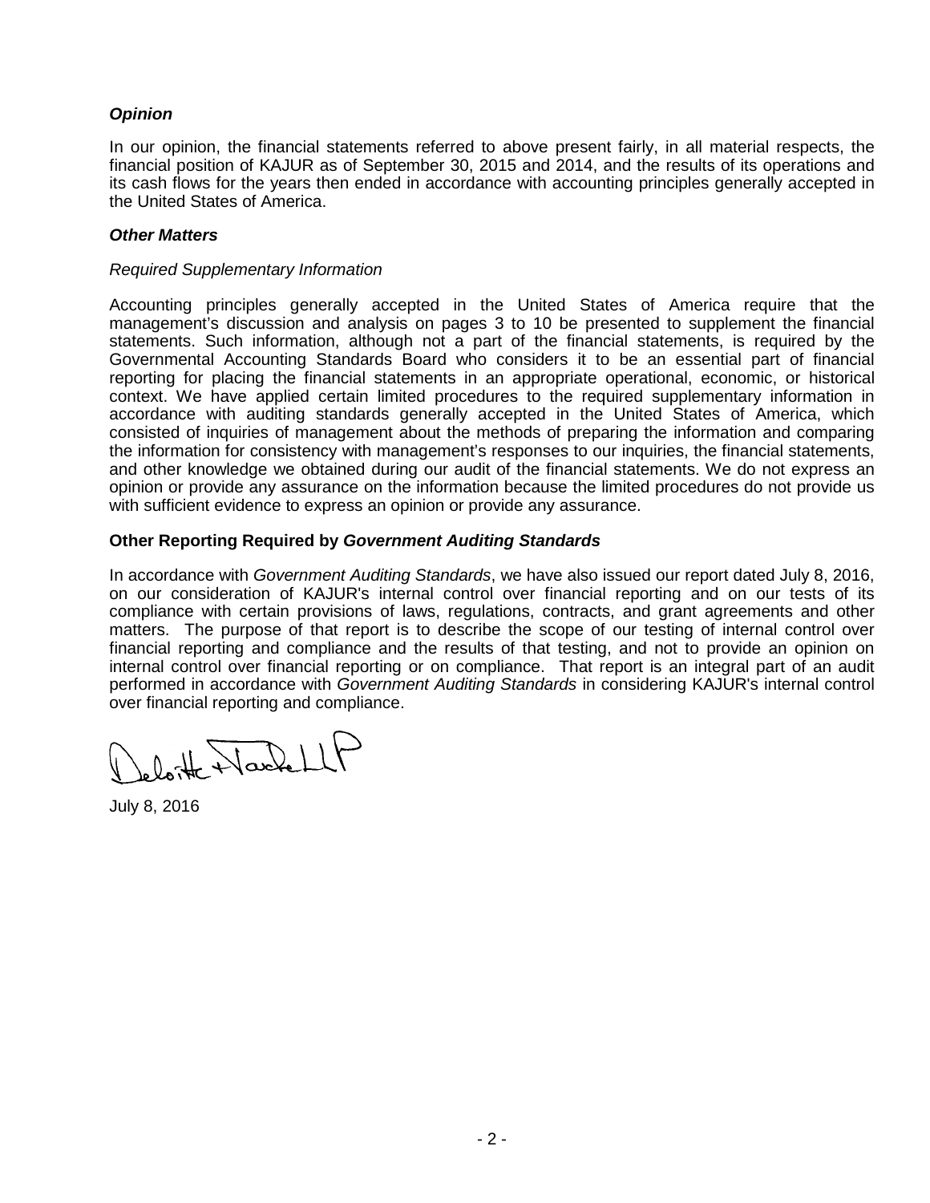***Opinion***

In our opinion, the financial statements referred to above present fairly, in all material respects, the financial position of KAJUR as of September 30, 2015 and 2014, and the results of its operations and its cash flows for the years then ended in accordance with accounting principles generally accepted in the United States of America.

***Other Matters***

*Required Supplementary Information*

Accounting principles generally accepted in the United States of America require that the management's discussion and analysis on pages 3 to 10 be presented to supplement the financial statements. Such information, although not a part of the financial statements, is required by the Governmental Accounting Standards Board who considers it to be an essential part of financial reporting for placing the financial statements in an appropriate operational, economic, or historical context. We have applied certain limited procedures to the required supplementary information in accordance with auditing standards generally accepted in the United States of America, which consisted of inquiries of management about the methods of preparing the information and comparing the information for consistency with management's responses to our inquiries, the financial statements, and other knowledge we obtained during our audit of the financial statements. We do not express an opinion or provide any assurance on the information because the limited procedures do not provide us with sufficient evidence to express an opinion or provide any assurance.

**Other Reporting Required by *Government Auditing Standards***

In accordance with *Government Auditing Standards*, we have also issued our report dated July 8, 2016, on our consideration of KAJUR's internal control over financial reporting and on our tests of its compliance with certain provisions of laws, regulations, contracts, and grant agreements and other matters. The purpose of that report is to describe the scope of our testing of internal control over financial reporting and compliance and the results of that testing, and not to provide an opinion on internal control over financial reporting or on compliance. That report is an integral part of an audit performed in accordance with *Government Auditing Standards* in considering KAJUR's internal control over financial reporting and compliance.

Deloitte & Touche LLP

July 8, 2016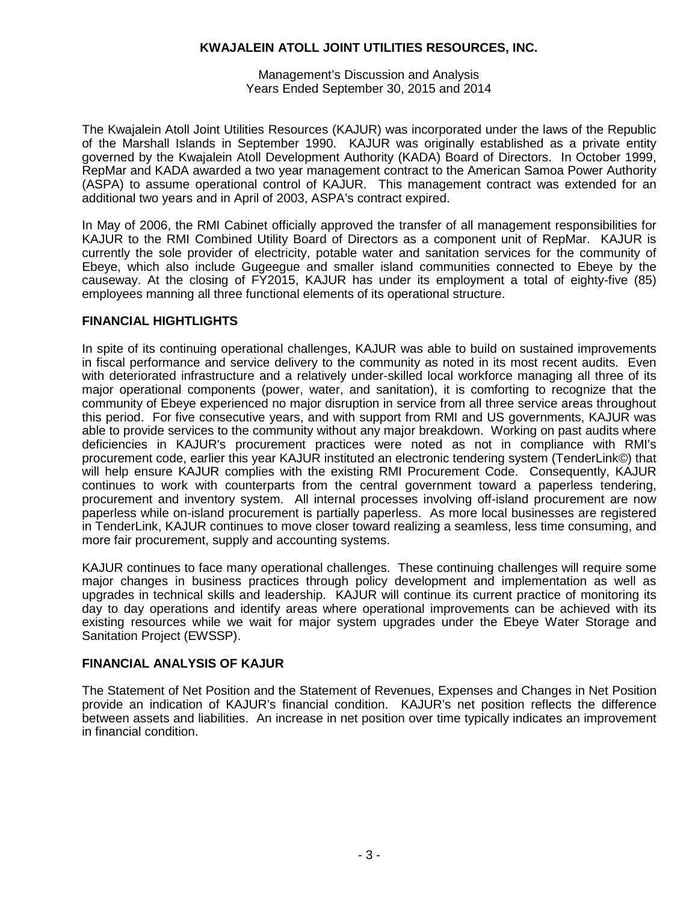The Kwajalein Atoll Joint Utilities Resources (KAJUR) was incorporated under the laws of the Republic of the Marshall Islands in September 1990. KAJUR was originally established as a private entity governed by the Kwajalein Atoll Development Authority (KADA) Board of Directors. In October 1999, RepMar and KADA awarded a two year management contract to the American Samoa Power Authority (ASPA) to assume operational control of KAJUR. This management contract was extended for an additional two years and in April of 2003, ASPA's contract expired.

In May of 2006, the RMI Cabinet officially approved the transfer of all management responsibilities for KAJUR to the RMI Combined Utility Board of Directors as a component unit of RepMar. KAJUR is currently the sole provider of electricity, potable water and sanitation services for the community of Ebeye, which also include Gugeegue and smaller island communities connected to Ebeye by the causeway. At the closing of FY2015, KAJUR has under its employment a total of eighty-five (85) employees manning all three functional elements of its operational structure.

## FINANCIAL HIGHTLIGHTS

In spite of its continuing operational challenges, KAJUR was able to build on sustained improvements in fiscal performance and service delivery to the community as noted in its most recent audits. Even with deteriorated infrastructure and a relatively under-skilled local workforce managing all three of its major operational components (power, water, and sanitation), it is comforting to recognize that the community of Ebeye experienced no major disruption in service from all three service areas throughout this period. For five consecutive years, and with support from RMI and US governments, KAJUR was able to provide services to the community without any major breakdown. Working on past audits where deficiencies in KAJUR's procurement practices were noted as not in compliance with RMI's procurement code, earlier this year KAJUR instituted an electronic tendering system (TenderLink©) that will help ensure KAJUR complies with the existing RMI Procurement Code. Consequently, KAJUR continues to work with counterparts from the central government toward a paperless tendering, procurement and inventory system. All internal processes involving off-island procurement are now paperless while on-island procurement is partially paperless. As more local businesses are registered in TenderLink, KAJUR continues to move closer toward realizing a seamless, less time consuming, and more fair procurement, supply and accounting systems.

KAJUR continues to face many operational challenges. These continuing challenges will require some major changes in business practices through policy development and implementation as well as upgrades in technical skills and leadership. KAJUR will continue its current practice of monitoring its day to day operations and identify areas where operational improvements can be achieved with its existing resources while we wait for major system upgrades under the Ebeye Water Storage and Sanitation Project (EWSSP).

## FINANCIAL ANALYSIS OF KAJUR

The Statement of Net Position and the Statement of Revenues, Expenses and Changes in Net Position provide an indication of KAJUR's financial condition. KAJUR's net position reflects the difference between assets and liabilities. An increase in net position over time typically indicates an improvement in financial condition.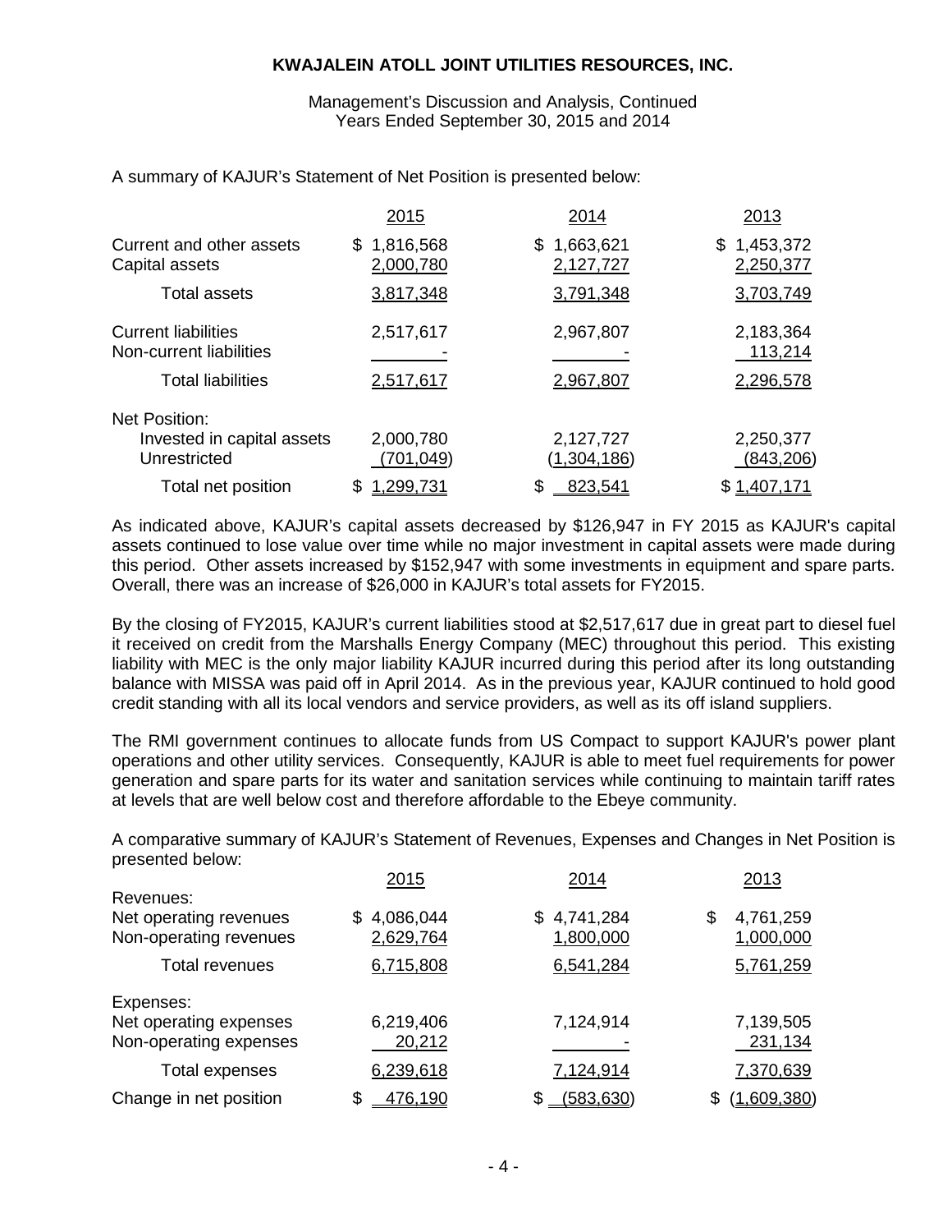**KWAJALEIN ATOLL JOINT UTILITIES RESOURCES, INC.**

Management's Discussion and Analysis, Continued
Years Ended September 30, 2015 and 2014

A summary of KAJUR's Statement of Net Position is presented below:

| | 2015 | 2014 | 2013 |
|---|---|---|---|
| Current and other assets | $ 1,816,568 | $ 1,663,621 | $ 1,453,372 |
| Capital assets | 2,000,780 | 2,127,727 | 2,250,377 |
| Total assets | 3,817,348 | 3,791,348 | 3,703,749 |
| Current liabilities | 2,517,617 | 2,967,807 | 2,183,364 |
| Non-current liabilities | - | - | 113,214 |
| Total liabilities | 2,517,617 | 2,967,807 | 2,296,578 |
| Net Position: | | | |
| Invested in capital assets | 2,000,780 | 2,127,727 | 2,250,377 |
| Unrestricted | (701,049) | (1,304,186) | (843,206) |
| Total net position | $ 1,299,731 | $ 823,541 | $ 1,407,171 |

As indicated above, KAJUR's capital assets decreased by $126,947 in FY 2015 as KAJUR's capital assets continued to lose value over time while no major investment in capital assets were made during this period. Other assets increased by $152,947 with some investments in equipment and spare parts. Overall, there was an increase of $26,000 in KAJUR's total assets for FY2015.

By the closing of FY2015, KAJUR's current liabilities stood at $2,517,617 due in great part to diesel fuel it received on credit from the Marshalls Energy Company (MEC) throughout this period. This existing liability with MEC is the only major liability KAJUR incurred during this period after its long outstanding balance with MISSA was paid off in April 2014. As in the previous year, KAJUR continued to hold good credit standing with all its local vendors and service providers, as well as its off island suppliers.

The RMI government continues to allocate funds from US Compact to support KAJUR's power plant operations and other utility services. Consequently, KAJUR is able to meet fuel requirements for power generation and spare parts for its water and sanitation services while continuing to maintain tariff rates at levels that are well below cost and therefore affordable to the Ebeye community.

A comparative summary of KAJUR's Statement of Revenues, Expenses and Changes in Net Position is presented below:

| | 2015 | 2014 | 2013 |
|---|---|---|---|
| Revenues: | | | |
| Net operating revenues | $ 4,086,044 | $ 4,741,284 | $ 4,761,259 |
| Non-operating revenues | 2,629,764 | 1,800,000 | 1,000,000 |
| Total revenues | 6,715,808 | 6,541,284 | 5,761,259 |
| Expenses: | | | |
| Net operating expenses | 6,219,406 | 7,124,914 | 7,139,505 |
| Non-operating expenses | 20,212 | - | 231,134 |
| Total expenses | 6,239,618 | 7,124,914 | 7,370,639 |
| Change in net position | $ 476,190 | $ (583,630) | $ (1,609,380) |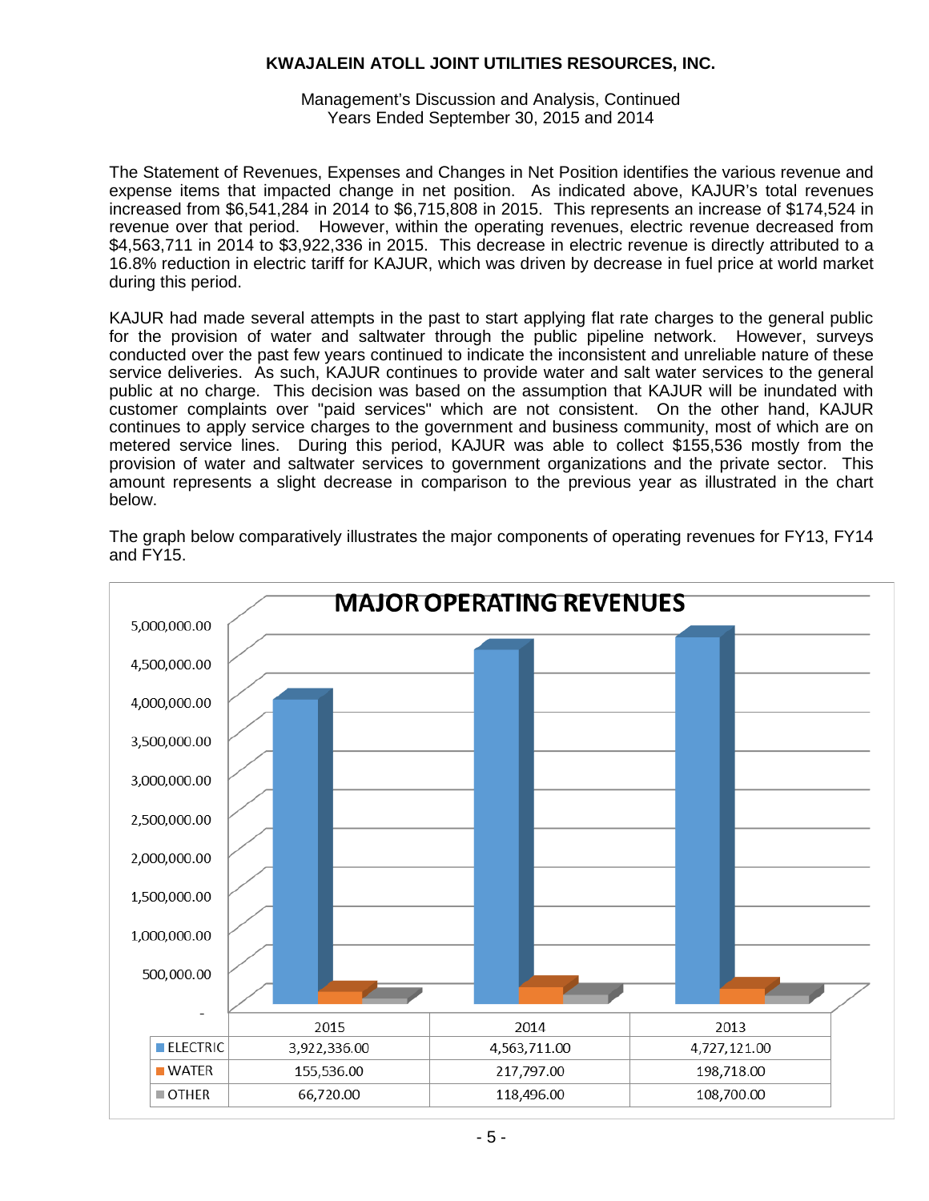**KWAJALEIN ATOLL JOINT UTILITIES RESOURCES, INC.**

Management's Discussion and Analysis, Continued
Years Ended September 30, 2015 and 2014

The Statement of Revenues, Expenses and Changes in Net Position identifies the various revenue and expense items that impacted change in net position. As indicated above, KAJUR's total revenues increased from $6,541,284 in 2014 to $6,715,808 in 2015. This represents an increase of $174,524 in revenue over that period. However, within the operating revenues, electric revenue decreased from $4,563,711 in 2014 to $3,922,336 in 2015. This decrease in electric revenue is directly attributed to a 16.8% reduction in electric tariff for KAJUR, which was driven by decrease in fuel price at world market during this period.

KAJUR had made several attempts in the past to start applying flat rate charges to the general public for the provision of water and saltwater through the public pipeline network. However, surveys conducted over the past few years continued to indicate the inconsistent and unreliable nature of these service deliveries. As such, KAJUR continues to provide water and salt water services to the general public at no charge. This decision was based on the assumption that KAJUR will be inundated with customer complaints over "paid services" which are not consistent. On the other hand, KAJUR continues to apply service charges to the government and business community, most of which are on metered service lines. During this period, KAJUR was able to collect $155,536 mostly from the provision of water and saltwater services to government organizations and the private sector. This amount represents a slight decrease in comparison to the previous year as illustrated in the chart below.

The graph below comparatively illustrates the major components of operating revenues for FY13, FY14 and FY15.

**MAJOR OPERATING REVENUES**

| | 2015 | 2014 | 2013 |
|---|---|---|---|
| ELECTRIC | 3,922,336.00 | 4,563,711.00 | 4,727,121.00 |
| WATER | 155,536.00 | 217,797.00 | 198,718.00 |
| OTHER | 66,720.00 | 118,496.00 | 108,700.00 |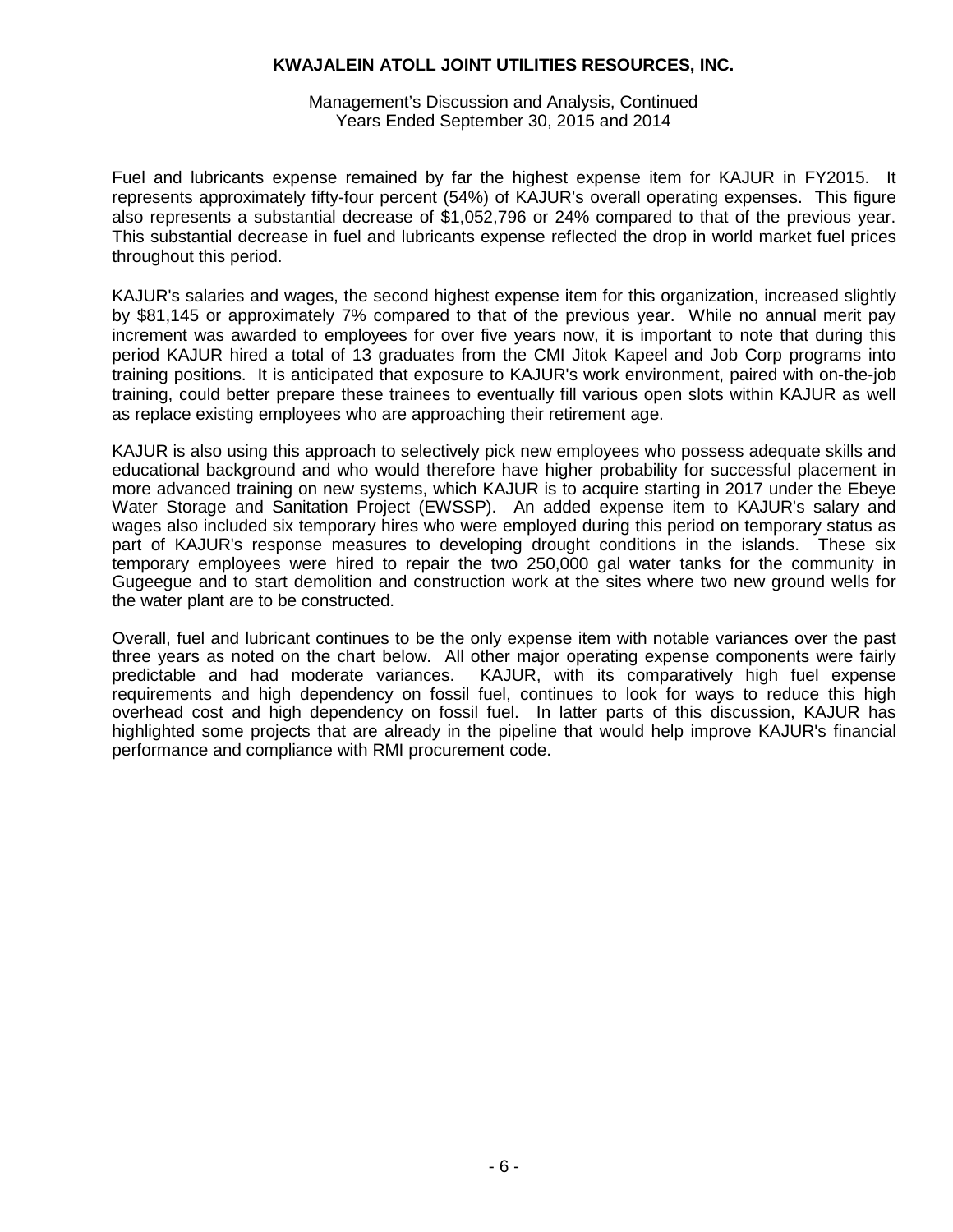Fuel and lubricants expense remained by far the highest expense item for KAJUR in FY2015. It represents approximately fifty-four percent (54%) of KAJUR's overall operating expenses. This figure also represents a substantial decrease of $1,052,796 or 24% compared to that of the previous year. This substantial decrease in fuel and lubricants expense reflected the drop in world market fuel prices throughout this period.

KAJUR's salaries and wages, the second highest expense item for this organization, increased slightly by $81,145 or approximately 7% compared to that of the previous year. While no annual merit pay increment was awarded to employees for over five years now, it is important to note that during this period KAJUR hired a total of 13 graduates from the CMI Jitok Kapeel and Job Corp programs into training positions. It is anticipated that exposure to KAJUR's work environment, paired with on-the-job training, could better prepare these trainees to eventually fill various open slots within KAJUR as well as replace existing employees who are approaching their retirement age.

KAJUR is also using this approach to selectively pick new employees who possess adequate skills and educational background and who would therefore have higher probability for successful placement in more advanced training on new systems, which KAJUR is to acquire starting in 2017 under the Ebeye Water Storage and Sanitation Project (EWSSP). An added expense item to KAJUR's salary and wages also included six temporary hires who were employed during this period on temporary status as part of KAJUR's response measures to developing drought conditions in the islands. These six temporary employees were hired to repair the two 250,000 gal water tanks for the community in Gugeegue and to start demolition and construction work at the sites where two new ground wells for the water plant are to be constructed.

Overall, fuel and lubricant continues to be the only expense item with notable variances over the past three years as noted on the chart below. All other major operating expense components were fairly predictable and had moderate variances. KAJUR, with its comparatively high fuel expense requirements and high dependency on fossil fuel, continues to look for ways to reduce this high overhead cost and high dependency on fossil fuel. In latter parts of this discussion, KAJUR has highlighted some projects that are already in the pipeline that would help improve KAJUR's financial performance and compliance with RMI procurement code.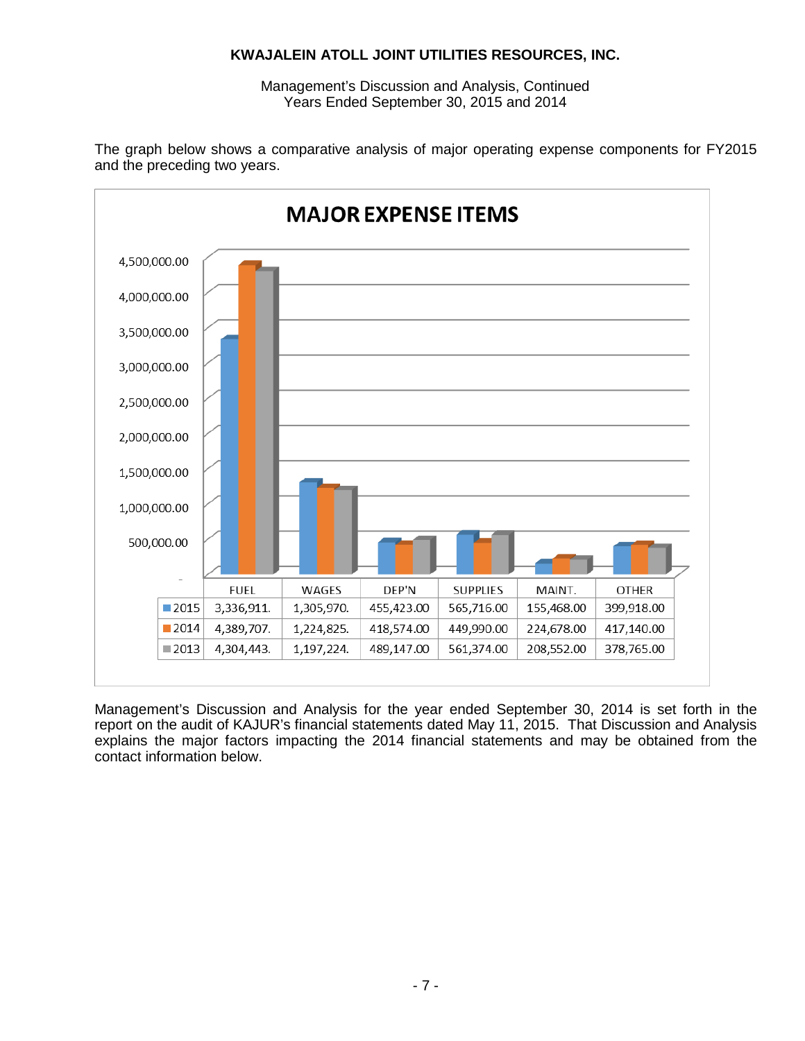The graph below shows a comparative analysis of major operating expense components for FY2015 and the preceding two years.

**MAJOR EXPENSE ITEMS**

| | FUEL | WAGES | DEP'N | SUPPLIES | MAINT. | OTHER |
|---|---|---|---|---|---|---|
| 2015 | 3,336,911. | 1,305,970. | 455,423.00 | 565,716.00 | 155,468.00 | 399,918.00 |
| 2014 | 4,389,707. | 1,224,825. | 418,574.00 | 449,990.00 | 224,678.00 | 417,140.00 |
| 2013 | 4,304,443. | 1,197,224. | 489,147.00 | 561,374.00 | 208,552.00 | 378,765.00 |

Management's Discussion and Analysis for the year ended September 30, 2014 is set forth in the report on the audit of KAJUR's financial statements dated May 11, 2015. That Discussion and Analysis explains the major factors impacting the 2014 financial statements and may be obtained from the contact information below.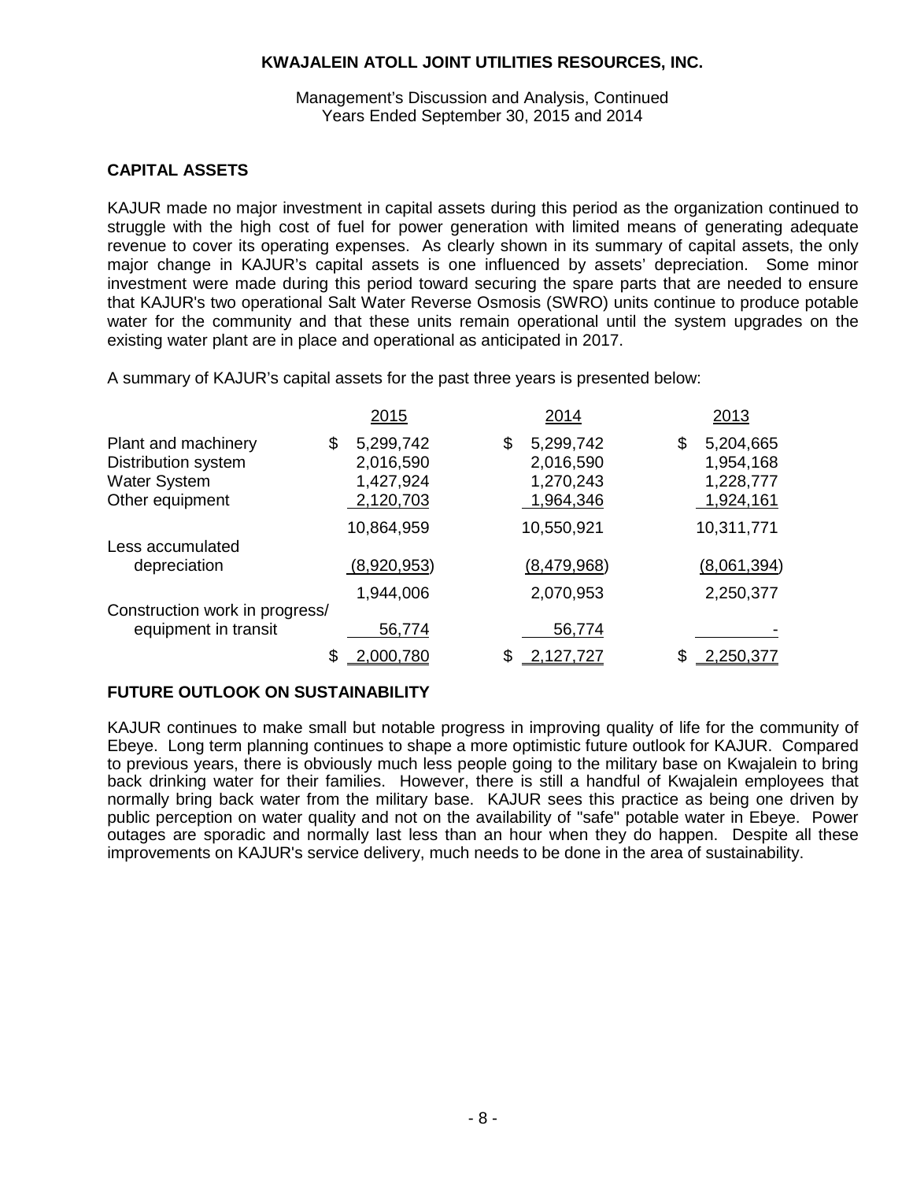**KWAJALEIN ATOLL JOINT UTILITIES RESOURCES, INC.**

Management's Discussion and Analysis, Continued
Years Ended September 30, 2015 and 2014

## CAPITAL ASSETS

KAJUR made no major investment in capital assets during this period as the organization continued to struggle with the high cost of fuel for power generation with limited means of generating adequate revenue to cover its operating expenses. As clearly shown in its summary of capital assets, the only major change in KAJUR's capital assets is one influenced by assets' depreciation. Some minor investment were made during this period toward securing the spare parts that are needed to ensure that KAJUR's two operational Salt Water Reverse Osmosis (SWRO) units continue to produce potable water for the community and that these units remain operational until the system upgrades on the existing water plant are in place and operational as anticipated in 2017.

A summary of KAJUR's capital assets for the past three years is presented below:

| | 2015 | 2014 | 2013 |
|---|---|---|---|
| Plant and machinery | $ 5,299,742 | $ 5,299,742 | $ 5,204,665 |
| Distribution system | 2,016,590 | 2,016,590 | 1,954,168 |
| Water System | 1,427,924 | 1,270,243 | 1,228,777 |
| Other equipment | 2,120,703 | 1,964,346 | 1,924,161 |
| | 10,864,959 | 10,550,921 | 10,311,771 |
| Less accumulated depreciation | (8,920,953) | (8,479,968) | (8,061,394) |
| | 1,944,006 | 2,070,953 | 2,250,377 |
| Construction work in progress/ equipment in transit | 56,774 | 56,774 | - |
| | $ 2,000,780 | $ 2,127,727 | $ 2,250,377 |

## FUTURE OUTLOOK ON SUSTAINABILITY

KAJUR continues to make small but notable progress in improving quality of life for the community of Ebeye. Long term planning continues to shape a more optimistic future outlook for KAJUR. Compared to previous years, there is obviously much less people going to the military base on Kwajalein to bring back drinking water for their families. However, there is still a handful of Kwajalein employees that normally bring back water from the military base. KAJUR sees this practice as being one driven by public perception on water quality and not on the availability of "safe" potable water in Ebeye. Power outages are sporadic and normally last less than an hour when they do happen. Despite all these improvements on KAJUR's service delivery, much needs to be done in the area of sustainability.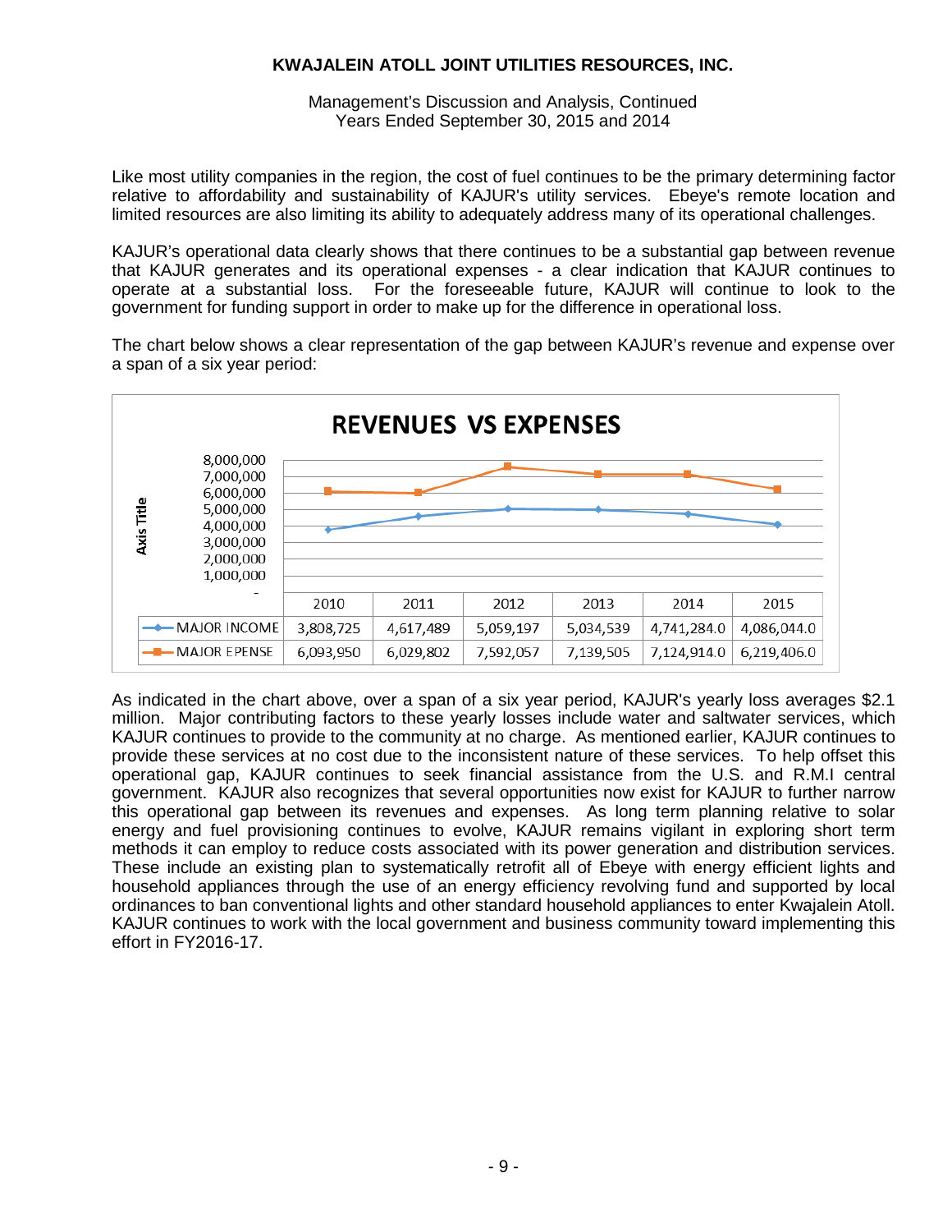Like most utility companies in the region, the cost of fuel continues to be the primary determining factor relative to affordability and sustainability of KAJUR's utility services. Ebeye's remote location and limited resources are also limiting its ability to adequately address many of its operational challenges.

KAJUR's operational data clearly shows that there continues to be a substantial gap between revenue that KAJUR generates and its operational expenses - a clear indication that KAJUR continues to operate at a substantial loss. For the foreseeable future, KAJUR will continue to look to the government for funding support in order to make up for the difference in operational loss.

The chart below shows a clear representation of the gap between KAJUR's revenue and expense over a span of a six year period:

**REVENUES VS EXPENSES**

| | 2010 | 2011 | 2012 | 2013 | 2014 | 2015 |
|---|---|---|---|---|---|---|
| MAJOR INCOME | 3,808,725 | 4,617,489 | 5,059,197 | 5,034,539 | 4,741,284.0 | 4,086,044.0 |
| MAJOR EPENSE | 6,093,950 | 6,029,802 | 7,592,057 | 7,139,505 | 7,124,914.0 | 6,219,406.0 |

As indicated in the chart above, over a span of a six year period, KAJUR's yearly loss averages $2.1 million. Major contributing factors to these yearly losses include water and saltwater services, which KAJUR continues to provide to the community at no charge. As mentioned earlier, KAJUR continues to provide these services at no cost due to the inconsistent nature of these services. To help offset this operational gap, KAJUR continues to seek financial assistance from the U.S. and R.M.I central government. KAJUR also recognizes that several opportunities now exist for KAJUR to further narrow this operational gap between its revenues and expenses. As long term planning relative to solar energy and fuel provisioning continues to evolve, KAJUR remains vigilant in exploring short term methods it can employ to reduce costs associated with its power generation and distribution services. These include an existing plan to systematically retrofit all of Ebeye with energy efficient lights and household appliances through the use of an energy efficiency revolving fund and supported by local ordinances to ban conventional lights and other standard household appliances to enter Kwajalein Atoll. KAJUR continues to work with the local government and business community toward implementing this effort in FY2016-17.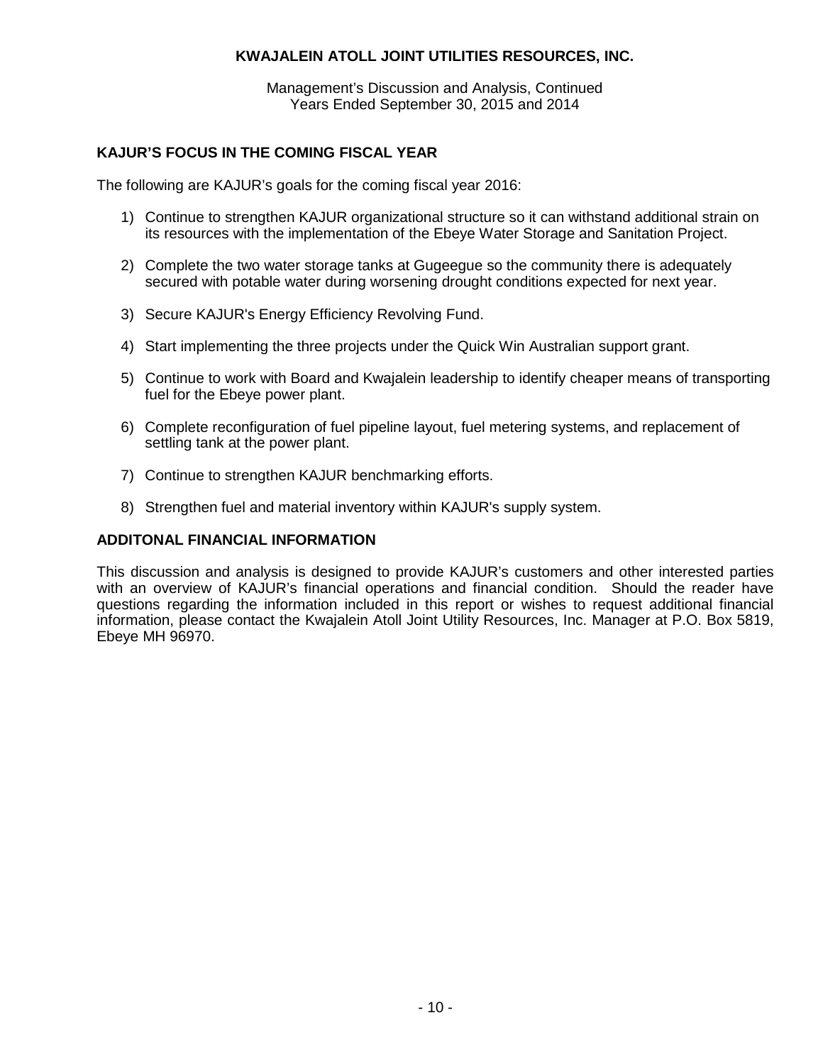## KAJUR'S FOCUS IN THE COMING FISCAL YEAR

The following are KAJUR's goals for the coming fiscal year 2016:

1) Continue to strengthen KAJUR organizational structure so it can withstand additional strain on its resources with the implementation of the Ebeye Water Storage and Sanitation Project.

2) Complete the two water storage tanks at Gugeegue so the community there is adequately secured with potable water during worsening drought conditions expected for next year.

3) Secure KAJUR's Energy Efficiency Revolving Fund.

4) Start implementing the three projects under the Quick Win Australian support grant.

5) Continue to work with Board and Kwajalein leadership to identify cheaper means of transporting fuel for the Ebeye power plant.

6) Complete reconfiguration of fuel pipeline layout, fuel metering systems, and replacement of settling tank at the power plant.

7) Continue to strengthen KAJUR benchmarking efforts.

8) Strengthen fuel and material inventory within KAJUR's supply system.

## ADDITONAL FINANCIAL INFORMATION

This discussion and analysis is designed to provide KAJUR's customers and other interested parties with an overview of KAJUR's financial operations and financial condition. Should the reader have questions regarding the information included in this report or wishes to request additional financial information, please contact the Kwajalein Atoll Joint Utility Resources, Inc. Manager at P.O. Box 5819, Ebeye MH 96970.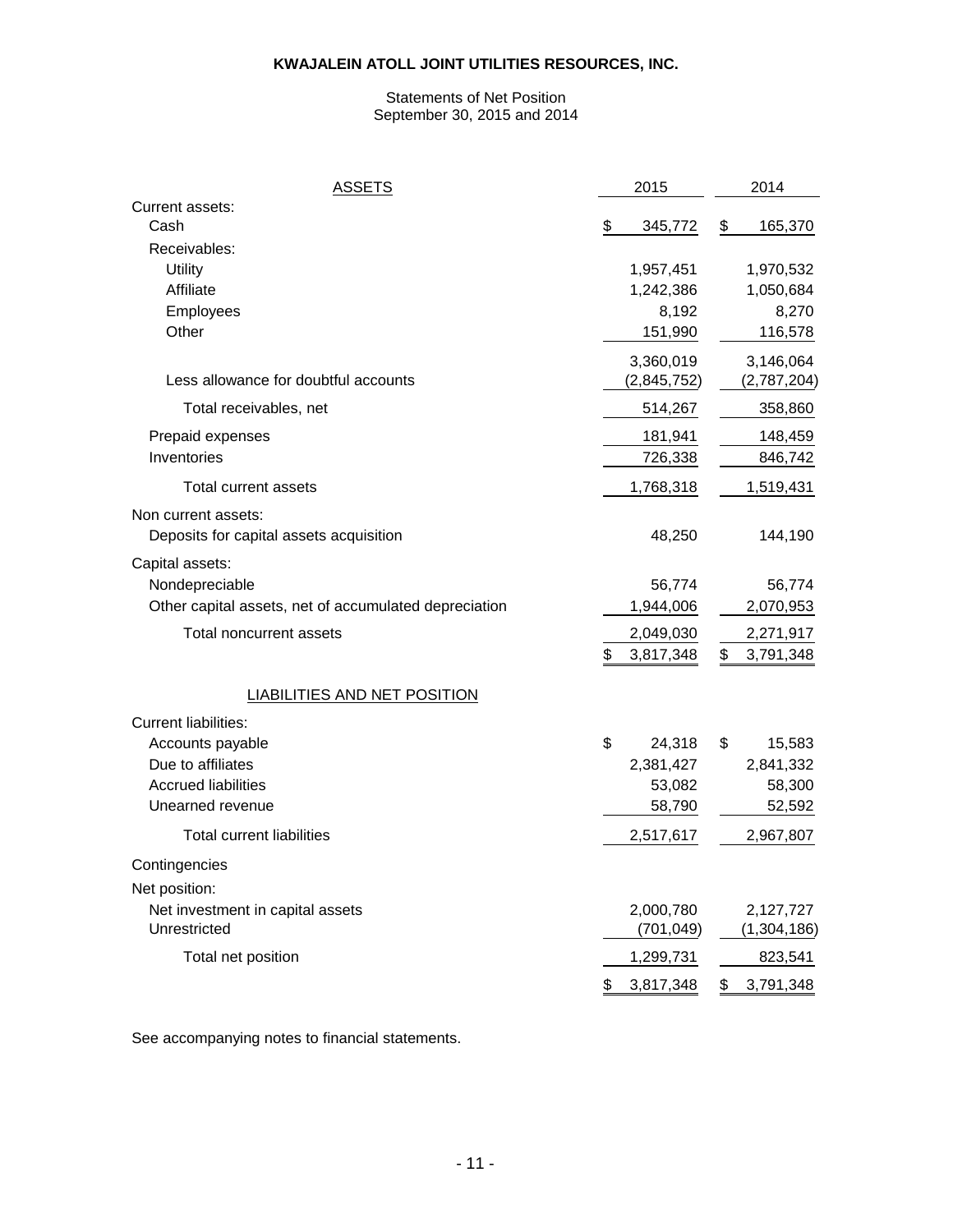# KWAJALEIN ATOLL JOINT UTILITIES RESOURCES, INC.

Statements of Net Position
September 30, 2015 and 2014

| ASSETS | 2015 | 2014 |
|---|---|---|
| Current assets: | | |
| Cash | $ 345,772 | $ 165,370 |
| Receivables: | | |
| Utility | 1,957,451 | 1,970,532 |
| Affiliate | 1,242,386 | 1,050,684 |
| Employees | 8,192 | 8,270 |
| Other | 151,990 | 116,578 |
| | 3,360,019 | 3,146,064 |
| Less allowance for doubtful accounts | (2,845,752) | (2,787,204) |
| Total receivables, net | 514,267 | 358,860 |
| Prepaid expenses | 181,941 | 148,459 |
| Inventories | 726,338 | 846,742 |
| Total current assets | 1,768,318 | 1,519,431 |
| Non current assets: | | |
| Deposits for capital assets acquisition | 48,250 | 144,190 |
| Capital assets: | | |
| Nondepreciable | 56,774 | 56,774 |
| Other capital assets, net of accumulated depreciation | 1,944,006 | 2,070,953 |
| Total noncurrent assets | 2,049,030 | 2,271,917 |
| | $ 3,817,348 | $ 3,791,348 |
| **LIABILITIES AND NET POSITION** | | |
| Current liabilities: | | |
| Accounts payable | $ 24,318 | $ 15,583 |
| Due to affiliates | 2,381,427 | 2,841,332 |
| Accrued liabilities | 53,082 | 58,300 |
| Unearned revenue | 58,790 | 52,592 |
| Total current liabilities | 2,517,617 | 2,967,807 |
| Contingencies | | |
| Net position: | | |
| Net investment in capital assets | 2,000,780 | 2,127,727 |
| Unrestricted | (701,049) | (1,304,186) |
| Total net position | 1,299,731 | 823,541 |
| | $ 3,817,348 | $ 3,791,348 |

See accompanying notes to financial statements.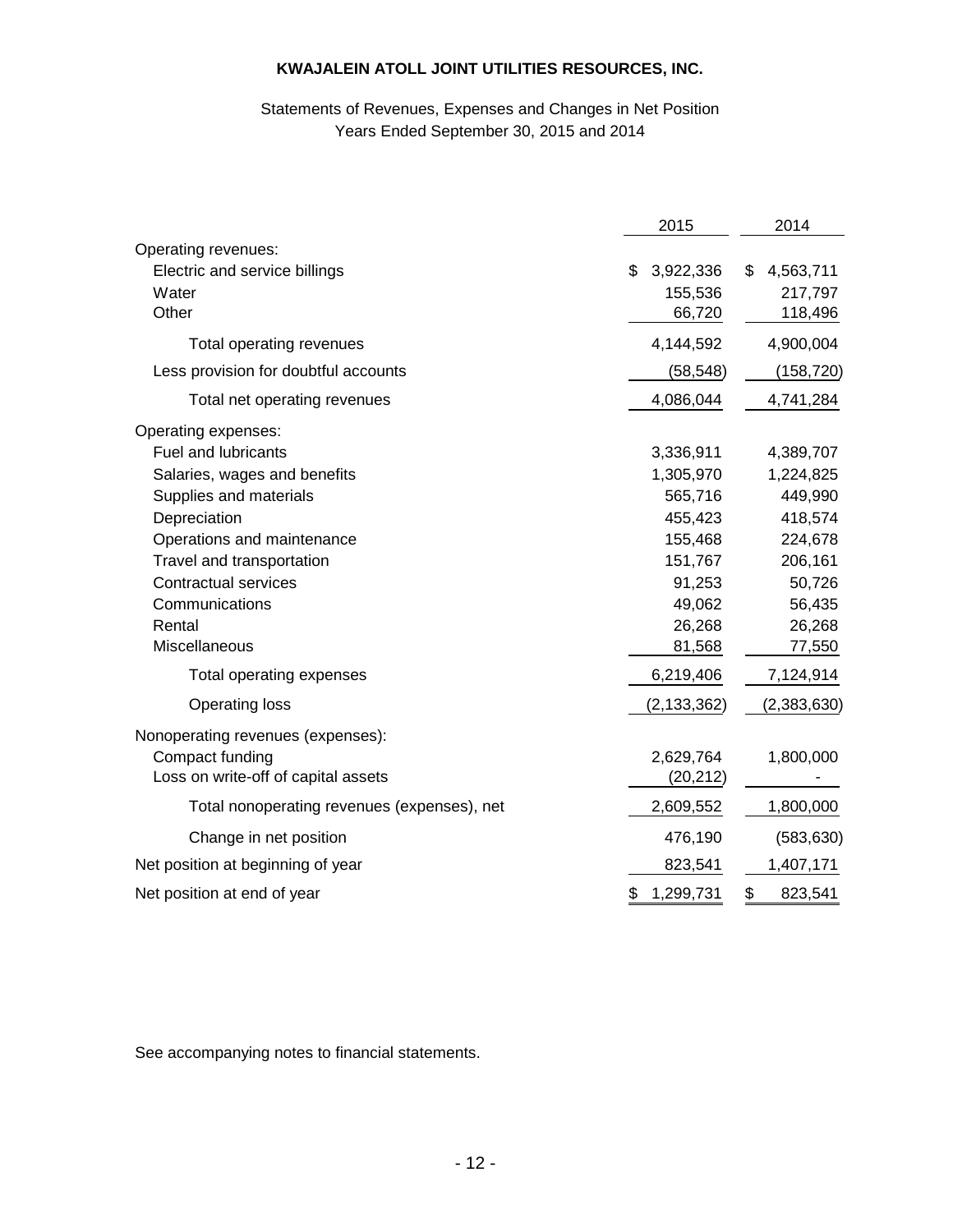**KWAJALEIN ATOLL JOINT UTILITIES RESOURCES, INC.**

Statements of Revenues, Expenses and Changes in Net Position
Years Ended September 30, 2015 and 2014

| | 2015 | 2014 |
|---|---|---|
| Operating revenues: | | |
| Electric and service billings | $ 3,922,336 | $ 4,563,711 |
| Water | 155,536 | 217,797 |
| Other | 66,720 | 118,496 |
| Total operating revenues | 4,144,592 | 4,900,004 |
| Less provision for doubtful accounts | (58,548) | (158,720) |
| Total net operating revenues | 4,086,044 | 4,741,284 |
| Operating expenses: | | |
| Fuel and lubricants | 3,336,911 | 4,389,707 |
| Salaries, wages and benefits | 1,305,970 | 1,224,825 |
| Supplies and materials | 565,716 | 449,990 |
| Depreciation | 455,423 | 418,574 |
| Operations and maintenance | 155,468 | 224,678 |
| Travel and transportation | 151,767 | 206,161 |
| Contractual services | 91,253 | 50,726 |
| Communications | 49,062 | 56,435 |
| Rental | 26,268 | 26,268 |
| Miscellaneous | 81,568 | 77,550 |
| Total operating expenses | 6,219,406 | 7,124,914 |
| Operating loss | (2,133,362) | (2,383,630) |
| Nonoperating revenues (expenses): | | |
| Compact funding | 2,629,764 | 1,800,000 |
| Loss on write-off of capital assets | (20,212) | - |
| Total nonoperating revenues (expenses), net | 2,609,552 | 1,800,000 |
| Change in net position | 476,190 | (583,630) |
| Net position at beginning of year | 823,541 | 1,407,171 |
| Net position at end of year | $ 1,299,731 | $ 823,541 |

See accompanying notes to financial statements.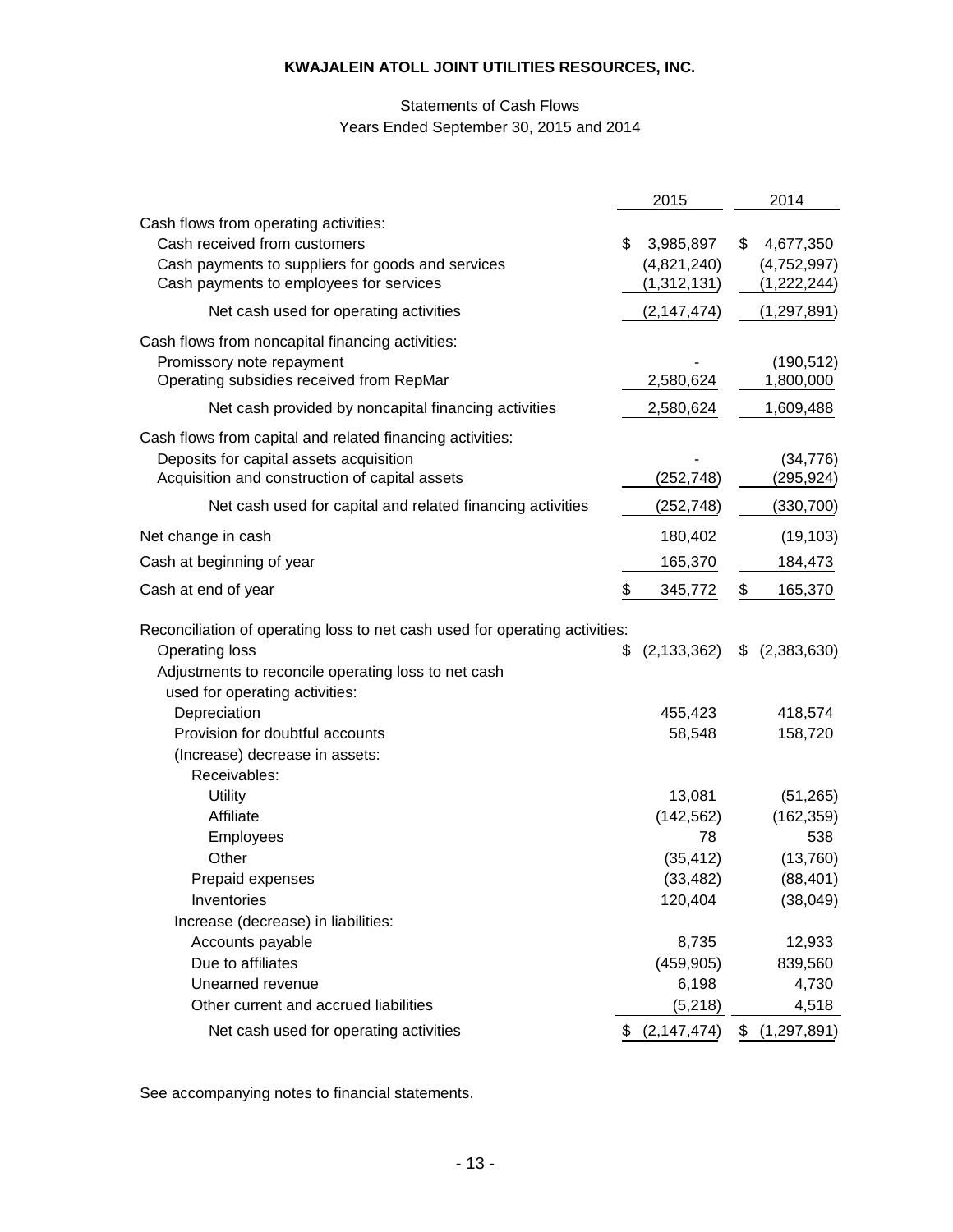**KWAJALEIN ATOLL JOINT UTILITIES RESOURCES, INC.**

Statements of Cash Flows
Years Ended September 30, 2015 and 2014

| | 2015 | 2014 |
|---|---|---|
| Cash flows from operating activities: | | |
| Cash received from customers | $ 3,985,897 | $ 4,677,350 |
| Cash payments to suppliers for goods and services | (4,821,240) | (4,752,997) |
| Cash payments to employees for services | (1,312,131) | (1,222,244) |
| Net cash used for operating activities | (2,147,474) | (1,297,891) |
| Cash flows from noncapital financing activities: | | |
| Promissory note repayment | - | (190,512) |
| Operating subsidies received from RepMar | 2,580,624 | 1,800,000 |
| Net cash provided by noncapital financing activities | 2,580,624 | 1,609,488 |
| Cash flows from capital and related financing activities: | | |
| Deposits for capital assets acquisition | - | (34,776) |
| Acquisition and construction of capital assets | (252,748) | (295,924) |
| Net cash used for capital and related financing activities | (252,748) | (330,700) |
| Net change in cash | 180,402 | (19,103) |
| Cash at beginning of year | 165,370 | 184,473 |
| Cash at end of year | $ 345,772 | $ 165,370 |
| Reconciliation of operating loss to net cash used for operating activities: | | |
| Operating loss | $ (2,133,362) | $ (2,383,630) |
| Adjustments to reconcile operating loss to net cash used for operating activities: | | |
| Depreciation | 455,423 | 418,574 |
| Provision for doubtful accounts | 58,548 | 158,720 |
| (Increase) decrease in assets: | | |
| Receivables: | | |
| Utility | 13,081 | (51,265) |
| Affiliate | (142,562) | (162,359) |
| Employees | 78 | 538 |
| Other | (35,412) | (13,760) |
| Prepaid expenses | (33,482) | (88,401) |
| Inventories | 120,404 | (38,049) |
| Increase (decrease) in liabilities: | | |
| Accounts payable | 8,735 | 12,933 |
| Due to affiliates | (459,905) | 839,560 |
| Unearned revenue | 6,198 | 4,730 |
| Other current and accrued liabilities | (5,218) | 4,518 |
| Net cash used for operating activities | $ (2,147,474) | $ (1,297,891) |

See accompanying notes to financial statements.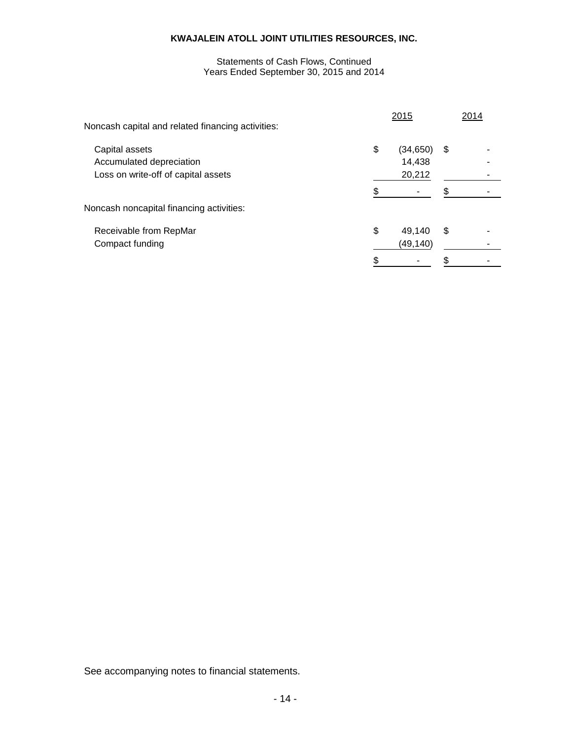**KWAJALEIN ATOLL JOINT UTILITIES RESOURCES, INC.**

Statements of Cash Flows, Continued
Years Ended September 30, 2015 and 2014

| | 2015 | 2014 |
|---|---|---|
| Noncash capital and related financing activities: | | |
| Capital assets | $ (34,650) | $ - |
| Accumulated depreciation | 14,438 | - |
| Loss on write-off of capital assets | 20,212 | - |
| | $ - | $ - |
| Noncash noncapital financing activities: | | |
| Receivable from RepMar | $ 49,140 | $ - |
| Compact funding | (49,140) | - |
| | $ - | $ - |

See accompanying notes to financial statements.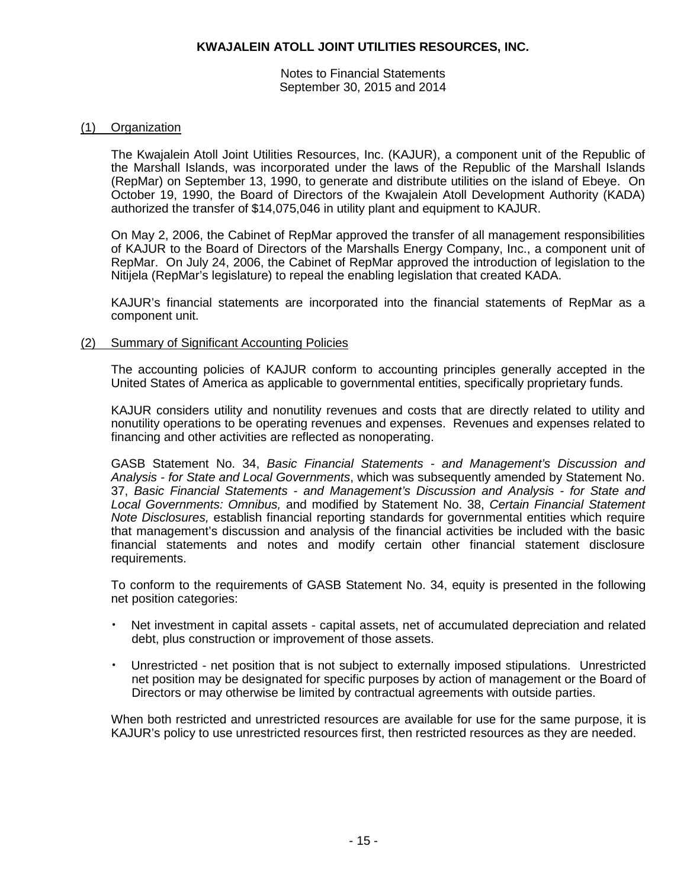# KWAJALEIN ATOLL JOINT UTILITIES RESOURCES, INC.

Notes to Financial Statements
September 30, 2015 and 2014

## (1) Organization

The Kwajalein Atoll Joint Utilities Resources, Inc. (KAJUR), a component unit of the Republic of the Marshall Islands, was incorporated under the laws of the Republic of the Marshall Islands (RepMar) on September 13, 1990, to generate and distribute utilities on the island of Ebeye. On October 19, 1990, the Board of Directors of the Kwajalein Atoll Development Authority (KADA) authorized the transfer of $14,075,046 in utility plant and equipment to KAJUR.

On May 2, 2006, the Cabinet of RepMar approved the transfer of all management responsibilities of KAJUR to the Board of Directors of the Marshalls Energy Company, Inc., a component unit of RepMar. On July 24, 2006, the Cabinet of RepMar approved the introduction of legislation to the Nitijela (RepMar's legislature) to repeal the enabling legislation that created KADA.

KAJUR's financial statements are incorporated into the financial statements of RepMar as a component unit.

## (2) Summary of Significant Accounting Policies

The accounting policies of KAJUR conform to accounting principles generally accepted in the United States of America as applicable to governmental entities, specifically proprietary funds.

KAJUR considers utility and nonutility revenues and costs that are directly related to utility and nonutility operations to be operating revenues and expenses. Revenues and expenses related to financing and other activities are reflected as nonoperating.

GASB Statement No. 34, *Basic Financial Statements - and Management's Discussion and Analysis - for State and Local Governments*, which was subsequently amended by Statement No. 37, *Basic Financial Statements - and Management's Discussion and Analysis - for State and Local Governments: Omnibus,* and modified by Statement No. 38, *Certain Financial Statement Note Disclosures,* establish financial reporting standards for governmental entities which require that management's discussion and analysis of the financial activities be included with the basic financial statements and notes and modify certain other financial statement disclosure requirements.

To conform to the requirements of GASB Statement No. 34, equity is presented in the following net position categories:

- Net investment in capital assets - capital assets, net of accumulated depreciation and related debt, plus construction or improvement of those assets.

- Unrestricted - net position that is not subject to externally imposed stipulations. Unrestricted net position may be designated for specific purposes by action of management or the Board of Directors or may otherwise be limited by contractual agreements with outside parties.

When both restricted and unrestricted resources are available for use for the same purpose, it is KAJUR's policy to use unrestricted resources first, then restricted resources as they are needed.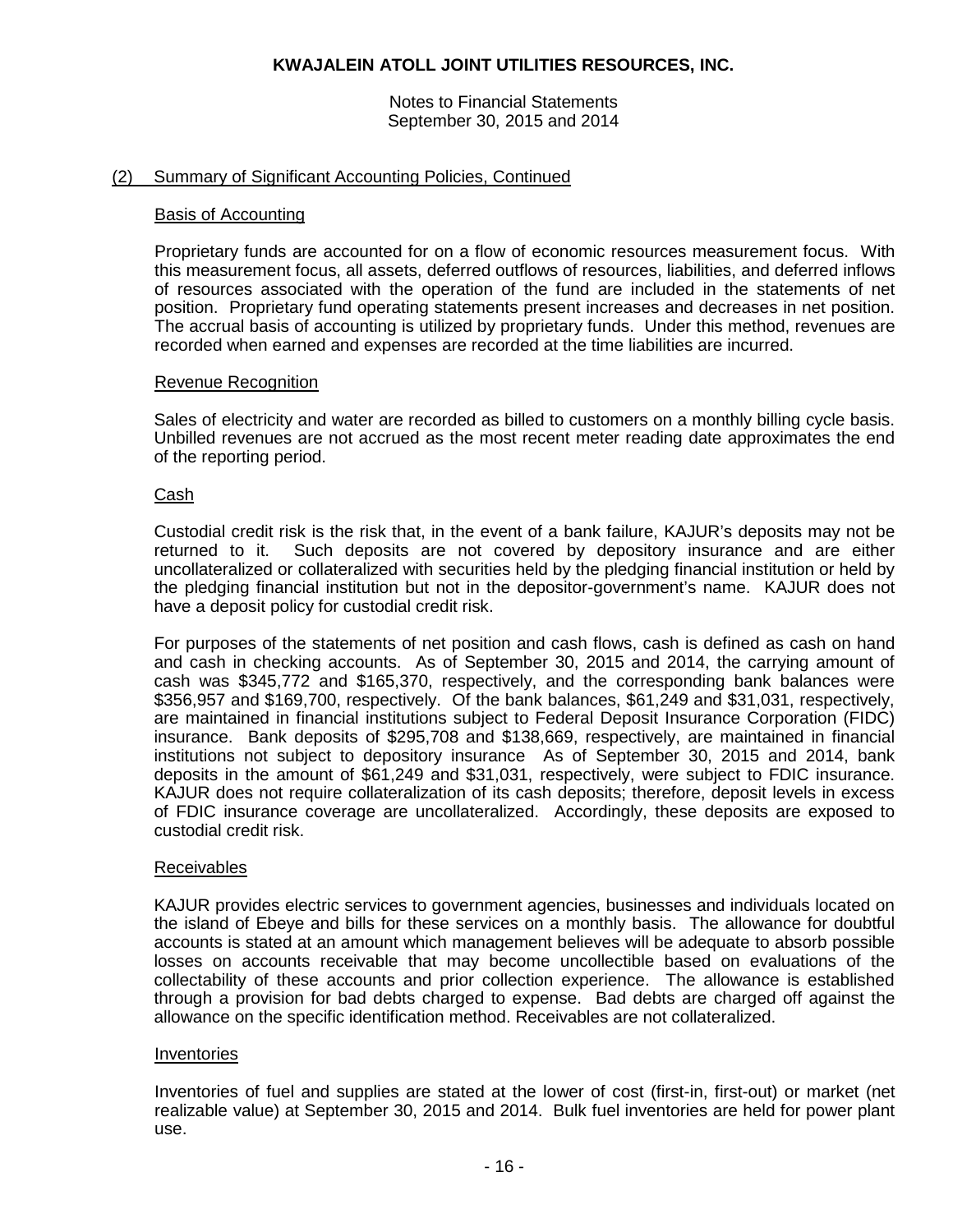**KWAJALEIN ATOLL JOINT UTILITIES RESOURCES, INC.**

Notes to Financial Statements
September 30, 2015 and 2014

## (2) Summary of Significant Accounting Policies, Continued

### Basis of Accounting

Proprietary funds are accounted for on a flow of economic resources measurement focus. With this measurement focus, all assets, deferred outflows of resources, liabilities, and deferred inflows of resources associated with the operation of the fund are included in the statements of net position. Proprietary fund operating statements present increases and decreases in net position. The accrual basis of accounting is utilized by proprietary funds. Under this method, revenues are recorded when earned and expenses are recorded at the time liabilities are incurred.

### Revenue Recognition

Sales of electricity and water are recorded as billed to customers on a monthly billing cycle basis. Unbilled revenues are not accrued as the most recent meter reading date approximates the end of the reporting period.

### Cash

Custodial credit risk is the risk that, in the event of a bank failure, KAJUR's deposits may not be returned to it. Such deposits are not covered by depository insurance and are either uncollateralized or collateralized with securities held by the pledging financial institution or held by the pledging financial institution but not in the depositor-government's name. KAJUR does not have a deposit policy for custodial credit risk.

For purposes of the statements of net position and cash flows, cash is defined as cash on hand and cash in checking accounts. As of September 30, 2015 and 2014, the carrying amount of cash was $345,772 and $165,370, respectively, and the corresponding bank balances were $356,957 and $169,700, respectively. Of the bank balances, $61,249 and $31,031, respectively, are maintained in financial institutions subject to Federal Deposit Insurance Corporation (FIDC) insurance. Bank deposits of $295,708 and $138,669, respectively, are maintained in financial institutions not subject to depository insurance As of September 30, 2015 and 2014, bank deposits in the amount of $61,249 and $31,031, respectively, were subject to FDIC insurance. KAJUR does not require collateralization of its cash deposits; therefore, deposit levels in excess of FDIC insurance coverage are uncollateralized. Accordingly, these deposits are exposed to custodial credit risk.

### Receivables

KAJUR provides electric services to government agencies, businesses and individuals located on the island of Ebeye and bills for these services on a monthly basis. The allowance for doubtful accounts is stated at an amount which management believes will be adequate to absorb possible losses on accounts receivable that may become uncollectible based on evaluations of the collectability of these accounts and prior collection experience. The allowance is established through a provision for bad debts charged to expense. Bad debts are charged off against the allowance on the specific identification method. Receivables are not collateralized.

### Inventories

Inventories of fuel and supplies are stated at the lower of cost (first-in, first-out) or market (net realizable value) at September 30, 2015 and 2014. Bulk fuel inventories are held for power plant use.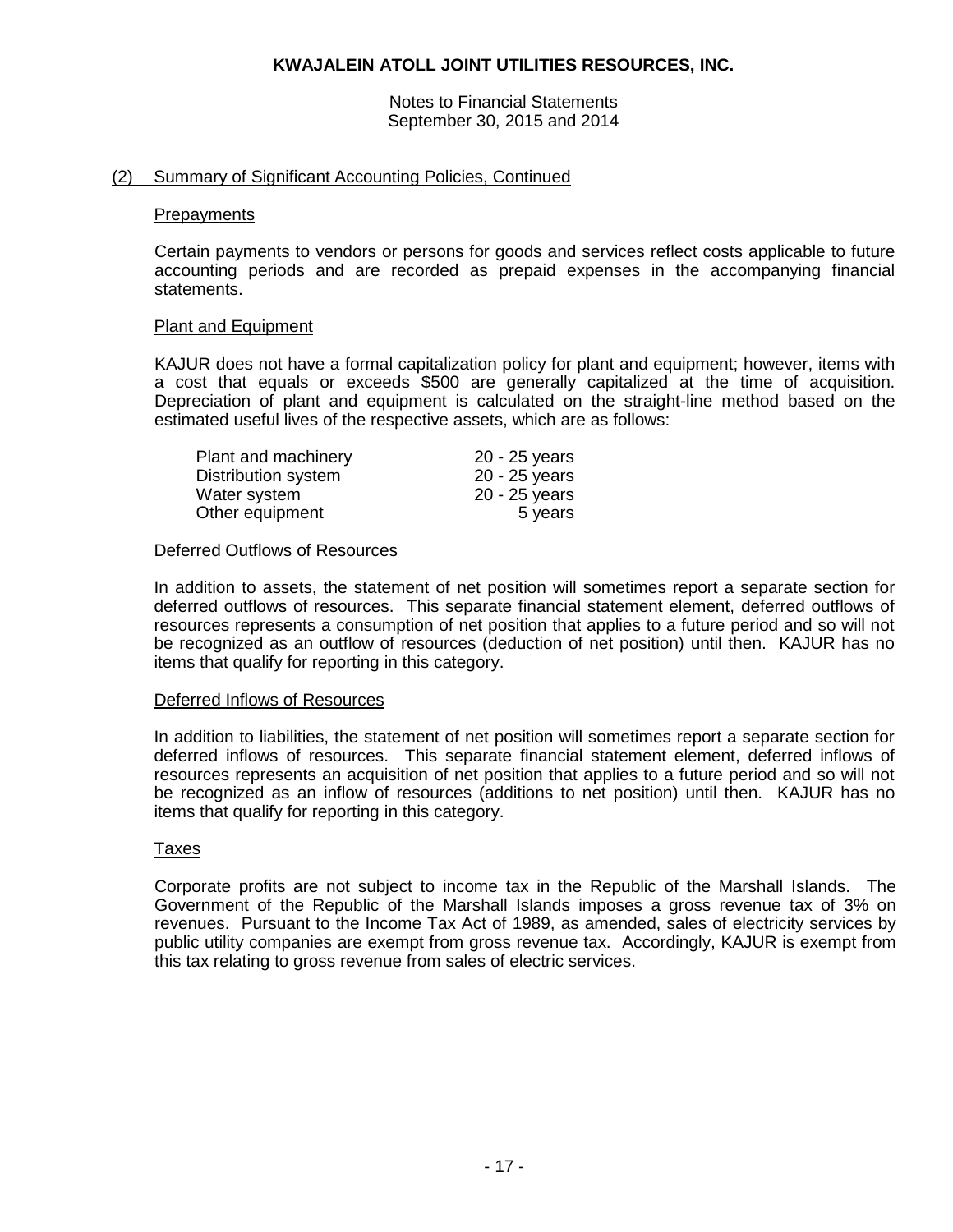**KWAJALEIN ATOLL JOINT UTILITIES RESOURCES, INC.**

Notes to Financial Statements
September 30, 2015 and 2014

## (2) Summary of Significant Accounting Policies, Continued

### Prepayments

Certain payments to vendors or persons for goods and services reflect costs applicable to future accounting periods and are recorded as prepaid expenses in the accompanying financial statements.

### Plant and Equipment

KAJUR does not have a formal capitalization policy for plant and equipment; however, items with a cost that equals or exceeds $500 are generally capitalized at the time of acquisition. Depreciation of plant and equipment is calculated on the straight-line method based on the estimated useful lives of the respective assets, which are as follows:

| | |
|---|---|
| Plant and machinery | 20 - 25 years |
| Distribution system | 20 - 25 years |
| Water system | 20 - 25 years |
| Other equipment | 5 years |

### Deferred Outflows of Resources

In addition to assets, the statement of net position will sometimes report a separate section for deferred outflows of resources. This separate financial statement element, deferred outflows of resources represents a consumption of net position that applies to a future period and so will not be recognized as an outflow of resources (deduction of net position) until then. KAJUR has no items that qualify for reporting in this category.

### Deferred Inflows of Resources

In addition to liabilities, the statement of net position will sometimes report a separate section for deferred inflows of resources. This separate financial statement element, deferred inflows of resources represents an acquisition of net position that applies to a future period and so will not be recognized as an inflow of resources (additions to net position) until then. KAJUR has no items that qualify for reporting in this category.

### Taxes

Corporate profits are not subject to income tax in the Republic of the Marshall Islands. The Government of the Republic of the Marshall Islands imposes a gross revenue tax of 3% on revenues. Pursuant to the Income Tax Act of 1989, as amended, sales of electricity services by public utility companies are exempt from gross revenue tax. Accordingly, KAJUR is exempt from this tax relating to gross revenue from sales of electric services.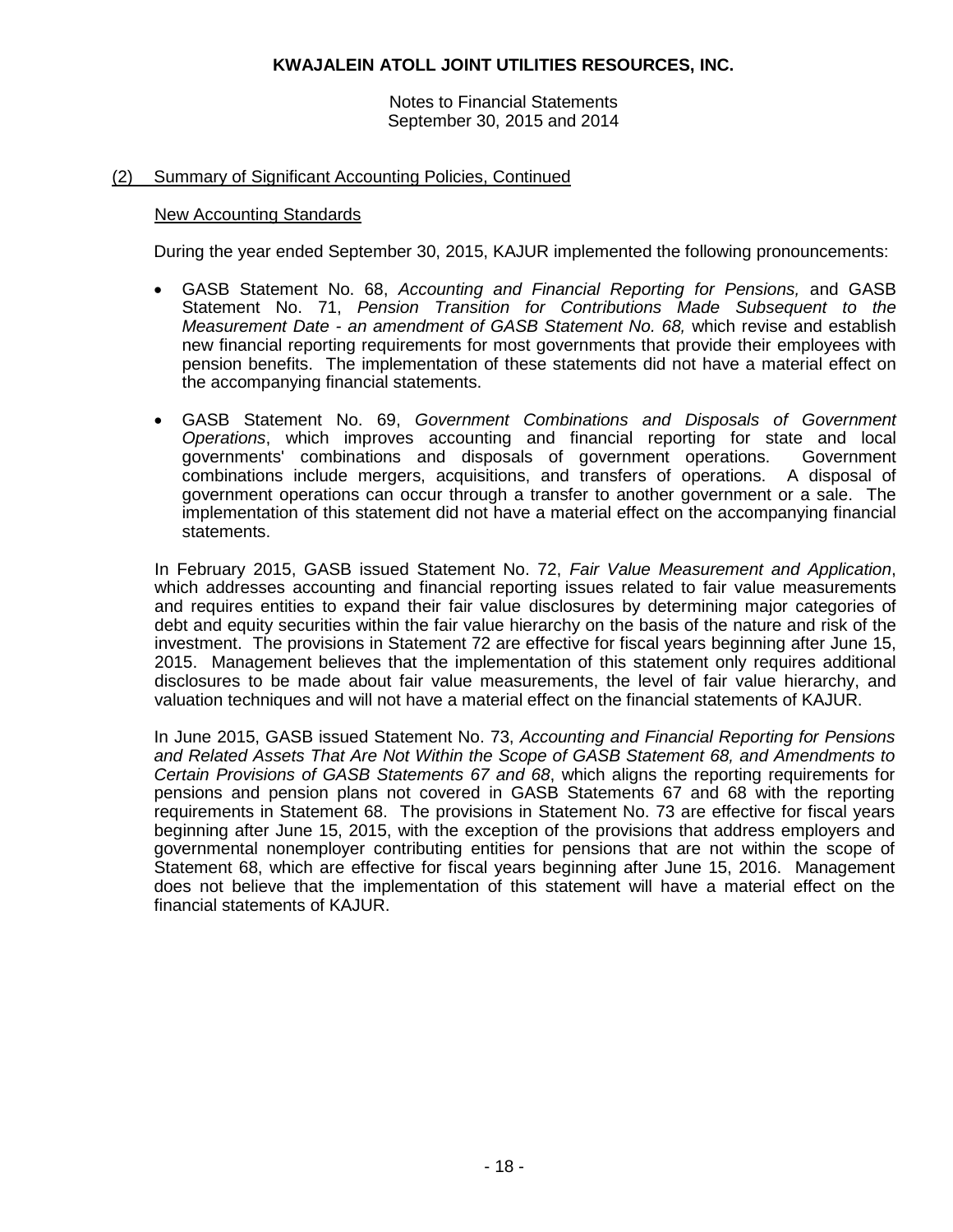## (2) Summary of Significant Accounting Policies, Continued

### New Accounting Standards

During the year ended September 30, 2015, KAJUR implemented the following pronouncements:

- GASB Statement No. 68, *Accounting and Financial Reporting for Pensions,* and GASB Statement No. 71, *Pension Transition for Contributions Made Subsequent to the Measurement Date - an amendment of GASB Statement No. 68,* which revise and establish new financial reporting requirements for most governments that provide their employees with pension benefits. The implementation of these statements did not have a material effect on the accompanying financial statements.

- GASB Statement No. 69, *Government Combinations and Disposals of Government Operations*, which improves accounting and financial reporting for state and local governments' combinations and disposals of government operations. Government combinations include mergers, acquisitions, and transfers of operations. A disposal of government operations can occur through a transfer to another government or a sale. The implementation of this statement did not have a material effect on the accompanying financial statements.

In February 2015, GASB issued Statement No. 72, *Fair Value Measurement and Application*, which addresses accounting and financial reporting issues related to fair value measurements and requires entities to expand their fair value disclosures by determining major categories of debt and equity securities within the fair value hierarchy on the basis of the nature and risk of the investment. The provisions in Statement 72 are effective for fiscal years beginning after June 15, 2015. Management believes that the implementation of this statement only requires additional disclosures to be made about fair value measurements, the level of fair value hierarchy, and valuation techniques and will not have a material effect on the financial statements of KAJUR.

In June 2015, GASB issued Statement No. 73, *Accounting and Financial Reporting for Pensions and Related Assets That Are Not Within the Scope of GASB Statement 68, and Amendments to Certain Provisions of GASB Statements 67 and 68*, which aligns the reporting requirements for pensions and pension plans not covered in GASB Statements 67 and 68 with the reporting requirements in Statement 68. The provisions in Statement No. 73 are effective for fiscal years beginning after June 15, 2015, with the exception of the provisions that address employers and governmental nonemployer contributing entities for pensions that are not within the scope of Statement 68, which are effective for fiscal years beginning after June 15, 2016. Management does not believe that the implementation of this statement will have a material effect on the financial statements of KAJUR.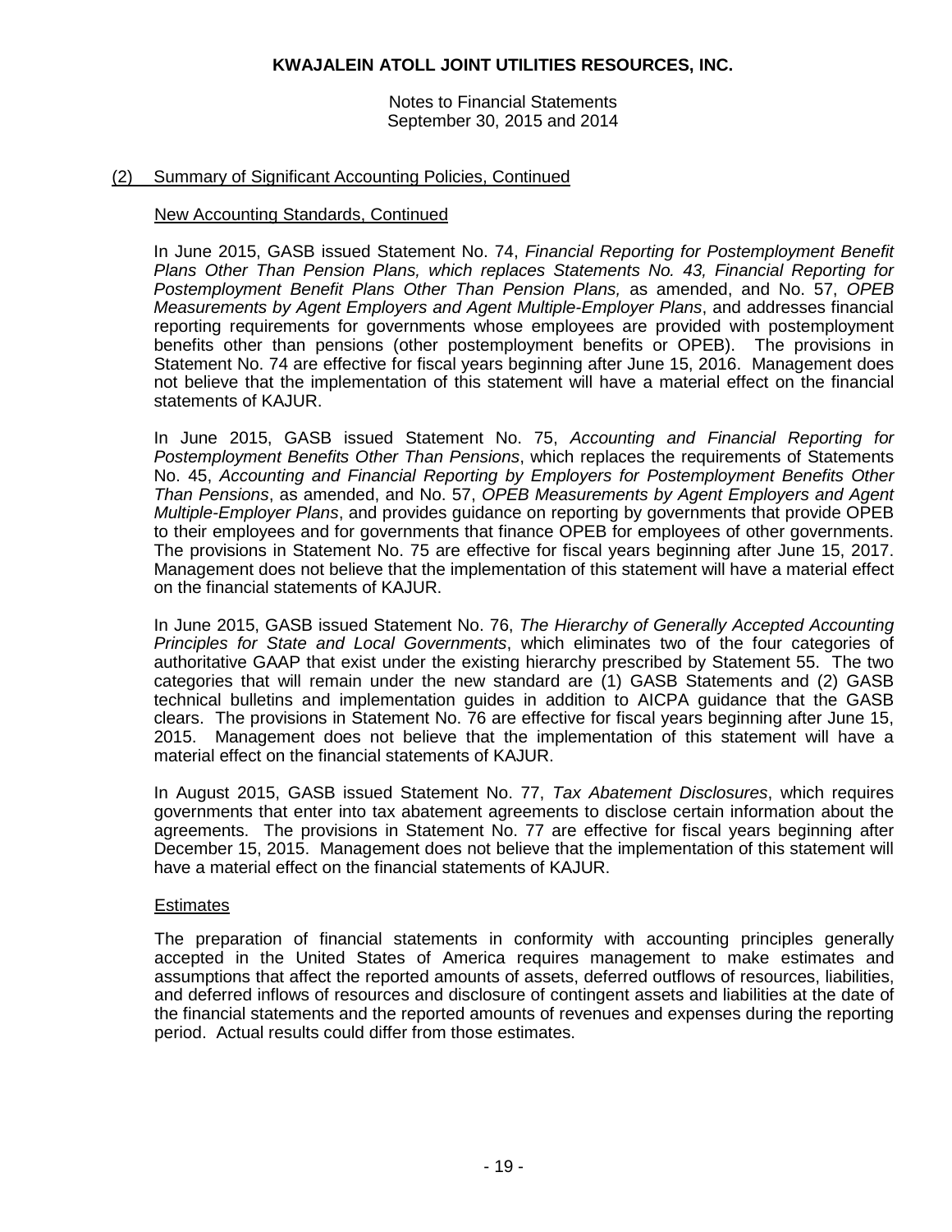# KWAJALEIN ATOLL JOINT UTILITIES RESOURCES, INC.

Notes to Financial Statements
September 30, 2015 and 2014

## (2) Summary of Significant Accounting Policies, Continued

### New Accounting Standards, Continued

In June 2015, GASB issued Statement No. 74, *Financial Reporting for Postemployment Benefit Plans Other Than Pension Plans, which replaces Statements No. 43, Financial Reporting for Postemployment Benefit Plans Other Than Pension Plans,* as amended, and No. 57, *OPEB Measurements by Agent Employers and Agent Multiple-Employer Plans*, and addresses financial reporting requirements for governments whose employees are provided with postemployment benefits other than pensions (other postemployment benefits or OPEB). The provisions in Statement No. 74 are effective for fiscal years beginning after June 15, 2016. Management does not believe that the implementation of this statement will have a material effect on the financial statements of KAJUR.

In June 2015, GASB issued Statement No. 75, *Accounting and Financial Reporting for Postemployment Benefits Other Than Pensions*, which replaces the requirements of Statements No. 45, *Accounting and Financial Reporting by Employers for Postemployment Benefits Other Than Pensions*, as amended, and No. 57, *OPEB Measurements by Agent Employers and Agent Multiple-Employer Plans*, and provides guidance on reporting by governments that provide OPEB to their employees and for governments that finance OPEB for employees of other governments. The provisions in Statement No. 75 are effective for fiscal years beginning after June 15, 2017. Management does not believe that the implementation of this statement will have a material effect on the financial statements of KAJUR.

In June 2015, GASB issued Statement No. 76, *The Hierarchy of Generally Accepted Accounting Principles for State and Local Governments*, which eliminates two of the four categories of authoritative GAAP that exist under the existing hierarchy prescribed by Statement 55. The two categories that will remain under the new standard are (1) GASB Statements and (2) GASB technical bulletins and implementation guides in addition to AICPA guidance that the GASB clears. The provisions in Statement No. 76 are effective for fiscal years beginning after June 15, 2015. Management does not believe that the implementation of this statement will have a material effect on the financial statements of KAJUR.

In August 2015, GASB issued Statement No. 77, *Tax Abatement Disclosures*, which requires governments that enter into tax abatement agreements to disclose certain information about the agreements. The provisions in Statement No. 77 are effective for fiscal years beginning after December 15, 2015. Management does not believe that the implementation of this statement will have a material effect on the financial statements of KAJUR.

### Estimates

The preparation of financial statements in conformity with accounting principles generally accepted in the United States of America requires management to make estimates and assumptions that affect the reported amounts of assets, deferred outflows of resources, liabilities, and deferred inflows of resources and disclosure of contingent assets and liabilities at the date of the financial statements and the reported amounts of revenues and expenses during the reporting period. Actual results could differ from those estimates.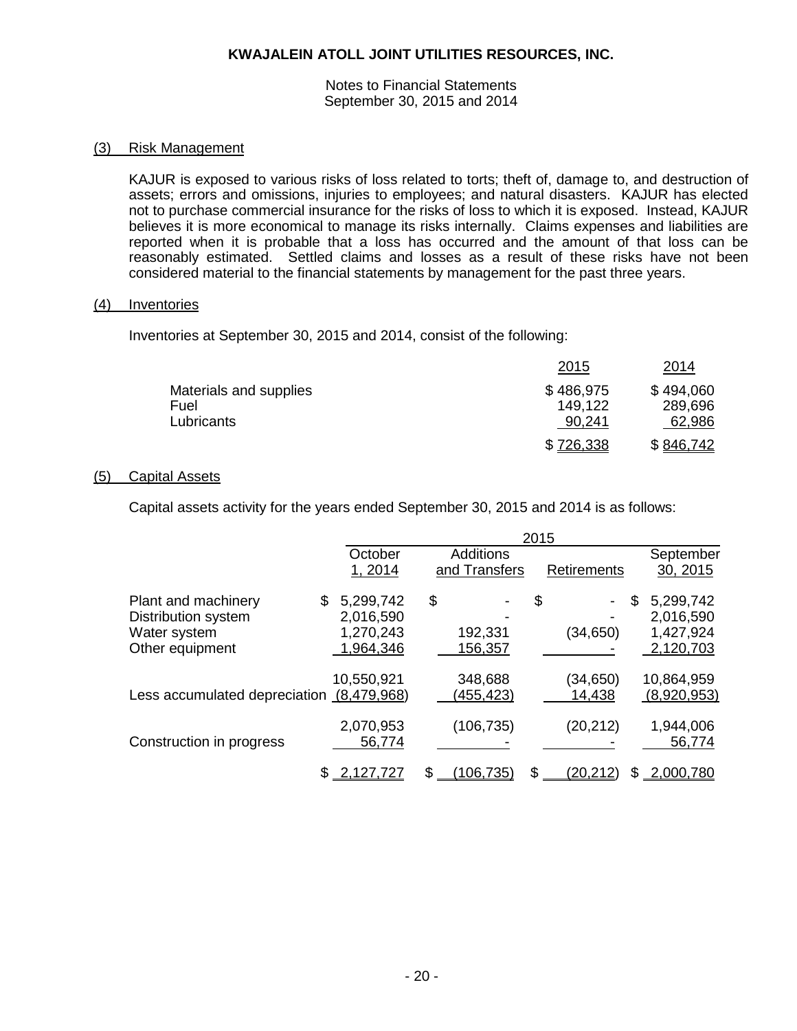# KWAJALEIN ATOLL JOINT UTILITIES RESOURCES, INC.

Notes to Financial Statements
September 30, 2015 and 2014

## (3) Risk Management

KAJUR is exposed to various risks of loss related to torts; theft of, damage to, and destruction of assets; errors and omissions, injuries to employees; and natural disasters. KAJUR has elected not to purchase commercial insurance for the risks of loss to which it is exposed. Instead, KAJUR believes it is more economical to manage its risks internally. Claims expenses and liabilities are reported when it is probable that a loss has occurred and the amount of that loss can be reasonably estimated. Settled claims and losses as a result of these risks have not been considered material to the financial statements by management for the past three years.

## (4) Inventories

Inventories at September 30, 2015 and 2014, consist of the following:

| | 2015 | 2014 |
|---|---|---|
| Materials and supplies | $ 486,975 | $ 494,060 |
| Fuel | 149,122 | 289,696 |
| Lubricants | 90,241 | 62,986 |
| | $ 726,338 | $ 846,742 |

## (5) Capital Assets

Capital assets activity for the years ended September 30, 2015 and 2014 is as follows:

| | 2015 | | | |
|---|---|---|---|---|
| | October 1, 2014 | Additions and Transfers | Retirements | September 30, 2015 |
| Plant and machinery | $ 5,299,742 | $ - | $ - | $ 5,299,742 |
| Distribution system | 2,016,590 | - | - | 2,016,590 |
| Water system | 1,270,243 | 192,331 | (34,650) | 1,427,924 |
| Other equipment | 1,964,346 | 156,357 | - | 2,120,703 |
| | 10,550,921 | 348,688 | (34,650) | 10,864,959 |
| Less accumulated depreciation | (8,479,968) | (455,423) | 14,438 | (8,920,953) |
| | 2,070,953 | (106,735) | (20,212) | 1,944,006 |
| Construction in progress | 56,774 | - | - | 56,774 |
| | $ 2,127,727 | $ (106,735) | $ (20,212) | $ 2,000,780 |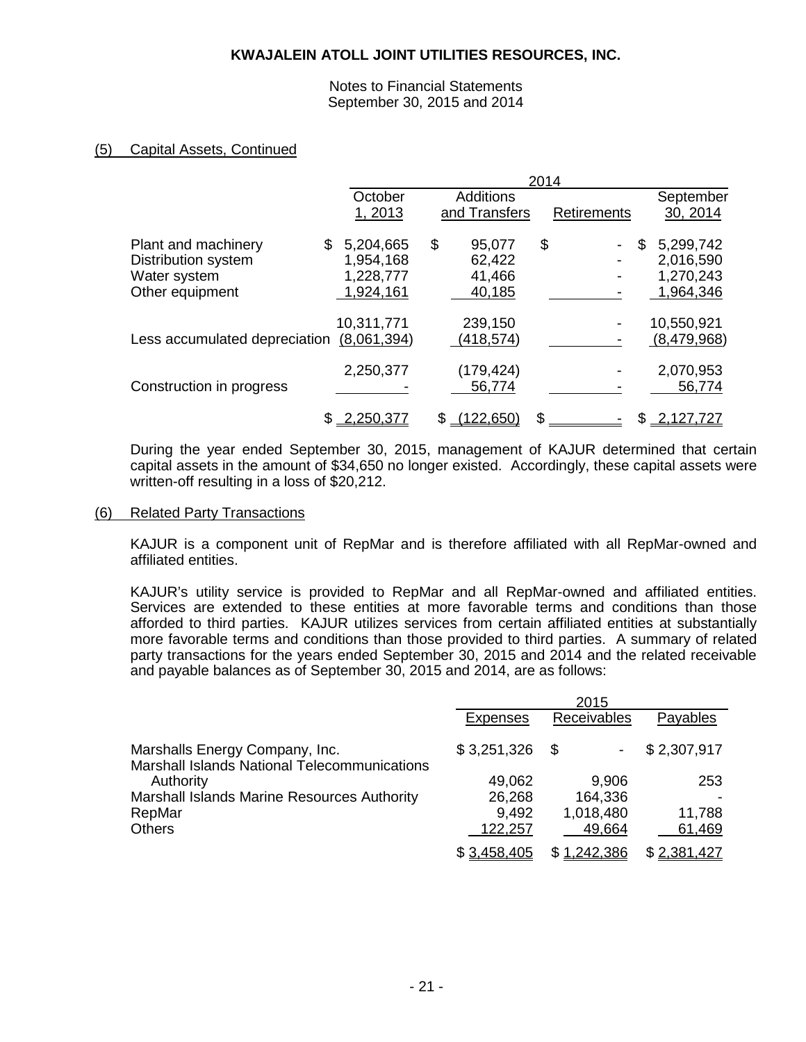**KWAJALEIN ATOLL JOINT UTILITIES RESOURCES, INC.**

Notes to Financial Statements
September 30, 2015 and 2014

## (5) Capital Assets, Continued

| | 2014 | | | |
|---|---|---|---|---|
| | October 1, 2013 | Additions and Transfers | Retirements | September 30, 2014 |
| Plant and machinery | $ 5,204,665 | $ 95,077 | $ - | $ 5,299,742 |
| Distribution system | 1,954,168 | 62,422 | - | 2,016,590 |
| Water system | 1,228,777 | 41,466 | - | 1,270,243 |
| Other equipment | 1,924,161 | 40,185 | - | 1,964,346 |
| | 10,311,771 | 239,150 | - | 10,550,921 |
| Less accumulated depreciation | (8,061,394) | (418,574) | - | (8,479,968) |
| | 2,250,377 | (179,424) | - | 2,070,953 |
| Construction in progress | - | 56,774 | - | 56,774 |
| | $ 2,250,377 | $ (122,650) | $ - | $ 2,127,727 |

During the year ended September 30, 2015, management of KAJUR determined that certain capital assets in the amount of $34,650 no longer existed. Accordingly, these capital assets were written-off resulting in a loss of $20,212.

## (6) Related Party Transactions

KAJUR is a component unit of RepMar and is therefore affiliated with all RepMar-owned and affiliated entities.

KAJUR's utility service is provided to RepMar and all RepMar-owned and affiliated entities. Services are extended to these entities at more favorable terms and conditions than those afforded to third parties. KAJUR utilizes services from certain affiliated entities at substantially more favorable terms and conditions than those provided to third parties. A summary of related party transactions for the years ended September 30, 2015 and 2014 and the related receivable and payable balances as of September 30, 2015 and 2014, are as follows:

| | 2015 | | |
|---|---|---|---|
| | Expenses | Receivables | Payables |
| Marshalls Energy Company, Inc. | $ 3,251,326 | $ - | $ 2,307,917 |
| Marshall Islands National Telecommunications Authority | 49,062 | 9,906 | 253 |
| Marshall Islands Marine Resources Authority | 26,268 | 164,336 | - |
| RepMar | 9,492 | 1,018,480 | 11,788 |
| Others | 122,257 | 49,664 | 61,469 |
| | $ 3,458,405 | $ 1,242,386 | $ 2,381,427 |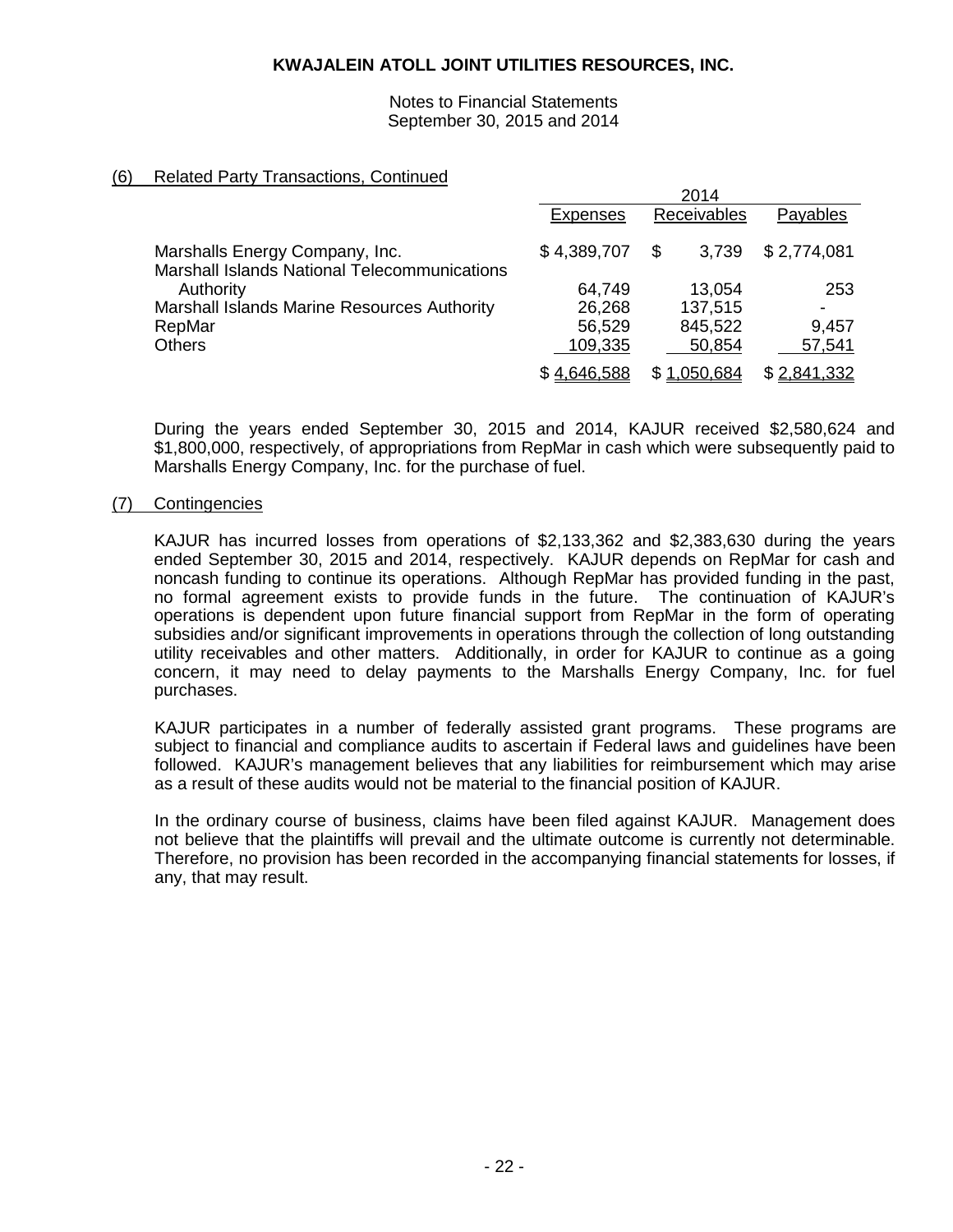(6) Related Party Transactions, Continued

| | 2014 | | |
|---|---|---|---|
| | Expenses | Receivables | Payables |
| Marshalls Energy Company, Inc. | $ 4,389,707 | $ 3,739 | $ 2,774,081 |
| Marshall Islands National Telecommunications Authority | 64,749 | 13,054 | 253 |
| Marshall Islands Marine Resources Authority | 26,268 | 137,515 | - |
| RepMar | 56,529 | 845,522 | 9,457 |
| Others | 109,335 | 50,854 | 57,541 |
| | $ 4,646,588 | $ 1,050,684 | $ 2,841,332 |

During the years ended September 30, 2015 and 2014, KAJUR received $2,580,624 and $1,800,000, respectively, of appropriations from RepMar in cash which were subsequently paid to Marshalls Energy Company, Inc. for the purchase of fuel.

(7) Contingencies

KAJUR has incurred losses from operations of $2,133,362 and $2,383,630 during the years ended September 30, 2015 and 2014, respectively. KAJUR depends on RepMar for cash and noncash funding to continue its operations. Although RepMar has provided funding in the past, no formal agreement exists to provide funds in the future. The continuation of KAJUR's operations is dependent upon future financial support from RepMar in the form of operating subsidies and/or significant improvements in operations through the collection of long outstanding utility receivables and other matters. Additionally, in order for KAJUR to continue as a going concern, it may need to delay payments to the Marshalls Energy Company, Inc. for fuel purchases.

KAJUR participates in a number of federally assisted grant programs. These programs are subject to financial and compliance audits to ascertain if Federal laws and guidelines have been followed. KAJUR's management believes that any liabilities for reimbursement which may arise as a result of these audits would not be material to the financial position of KAJUR.

In the ordinary course of business, claims have been filed against KAJUR. Management does not believe that the plaintiffs will prevail and the ultimate outcome is currently not determinable. Therefore, no provision has been recorded in the accompanying financial statements for losses, if any, that may result.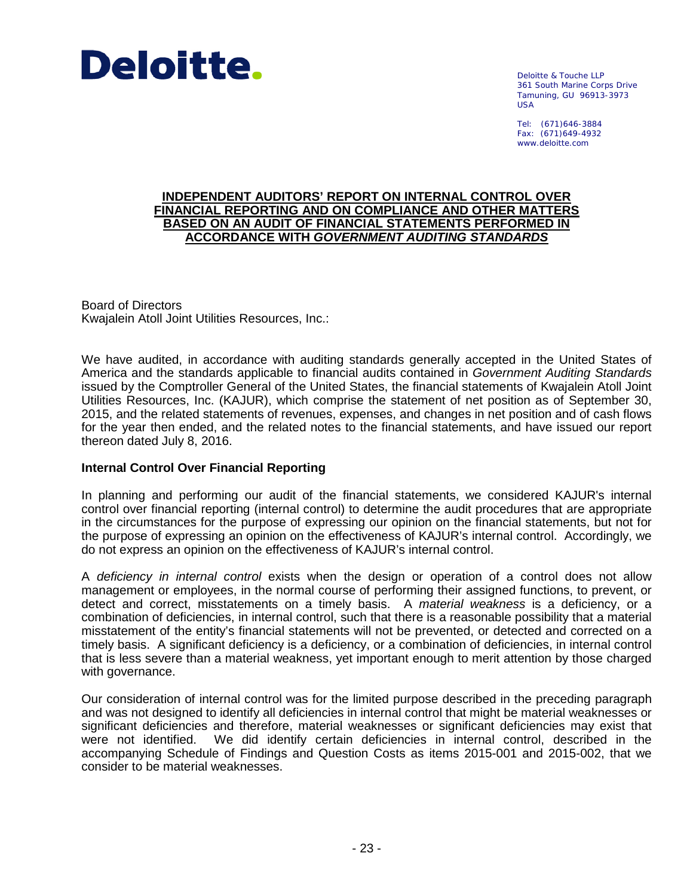**Deloitte.**

Deloitte & Touche LLP
361 South Marine Corps Drive
Tamuning, GU 96913-3973
USA

Tel: (671)646-3884
Fax: (671)649-4932
www.deloitte.com

# INDEPENDENT AUDITORS' REPORT ON INTERNAL CONTROL OVER FINANCIAL REPORTING AND ON COMPLIANCE AND OTHER MATTERS BASED ON AN AUDIT OF FINANCIAL STATEMENTS PERFORMED IN ACCORDANCE WITH *GOVERNMENT AUDITING STANDARDS*

Board of Directors
Kwajalein Atoll Joint Utilities Resources, Inc.:

We have audited, in accordance with auditing standards generally accepted in the United States of America and the standards applicable to financial audits contained in *Government Auditing Standards* issued by the Comptroller General of the United States, the financial statements of Kwajalein Atoll Joint Utilities Resources, Inc. (KAJUR), which comprise the statement of net position as of September 30, 2015, and the related statements of revenues, expenses, and changes in net position and of cash flows for the year then ended, and the related notes to the financial statements, and have issued our report thereon dated July 8, 2016.

## Internal Control Over Financial Reporting

In planning and performing our audit of the financial statements, we considered KAJUR's internal control over financial reporting (internal control) to determine the audit procedures that are appropriate in the circumstances for the purpose of expressing our opinion on the financial statements, but not for the purpose of expressing an opinion on the effectiveness of KAJUR's internal control. Accordingly, we do not express an opinion on the effectiveness of KAJUR's internal control.

A *deficiency in internal control* exists when the design or operation of a control does not allow management or employees, in the normal course of performing their assigned functions, to prevent, or detect and correct, misstatements on a timely basis. A *material weakness* is a deficiency, or a combination of deficiencies, in internal control, such that there is a reasonable possibility that a material misstatement of the entity's financial statements will not be prevented, or detected and corrected on a timely basis. A significant deficiency is a deficiency, or a combination of deficiencies, in internal control that is less severe than a material weakness, yet important enough to merit attention by those charged with governance.

Our consideration of internal control was for the limited purpose described in the preceding paragraph and was not designed to identify all deficiencies in internal control that might be material weaknesses or significant deficiencies and therefore, material weaknesses or significant deficiencies may exist that were not identified. We did identify certain deficiencies in internal control, described in the accompanying Schedule of Findings and Question Costs as items 2015-001 and 2015-002, that we consider to be material weaknesses.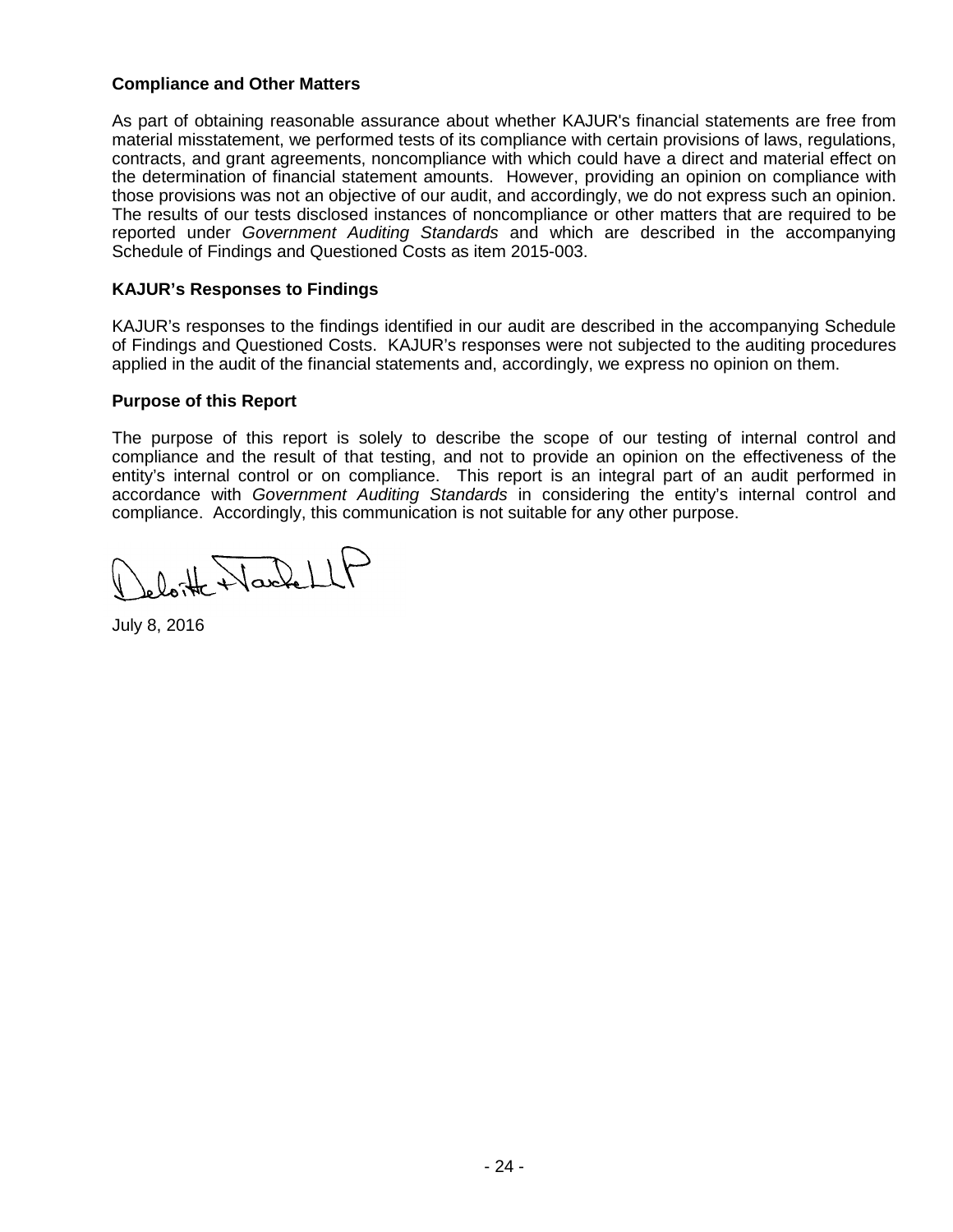**Compliance and Other Matters**

As part of obtaining reasonable assurance about whether KAJUR's financial statements are free from material misstatement, we performed tests of its compliance with certain provisions of laws, regulations, contracts, and grant agreements, noncompliance with which could have a direct and material effect on the determination of financial statement amounts. However, providing an opinion on compliance with those provisions was not an objective of our audit, and accordingly, we do not express such an opinion. The results of our tests disclosed instances of noncompliance or other matters that are required to be reported under *Government Auditing Standards* and which are described in the accompanying Schedule of Findings and Questioned Costs as item 2015-003.

**KAJUR's Responses to Findings**

KAJUR's responses to the findings identified in our audit are described in the accompanying Schedule of Findings and Questioned Costs. KAJUR's responses were not subjected to the auditing procedures applied in the audit of the financial statements and, accordingly, we express no opinion on them.

**Purpose of this Report**

The purpose of this report is solely to describe the scope of our testing of internal control and compliance and the result of that testing, and not to provide an opinion on the effectiveness of the entity's internal control or on compliance. This report is an integral part of an audit performed in accordance with *Government Auditing Standards* in considering the entity's internal control and compliance. Accordingly, this communication is not suitable for any other purpose.

Deloitte + Touche LLP

July 8, 2016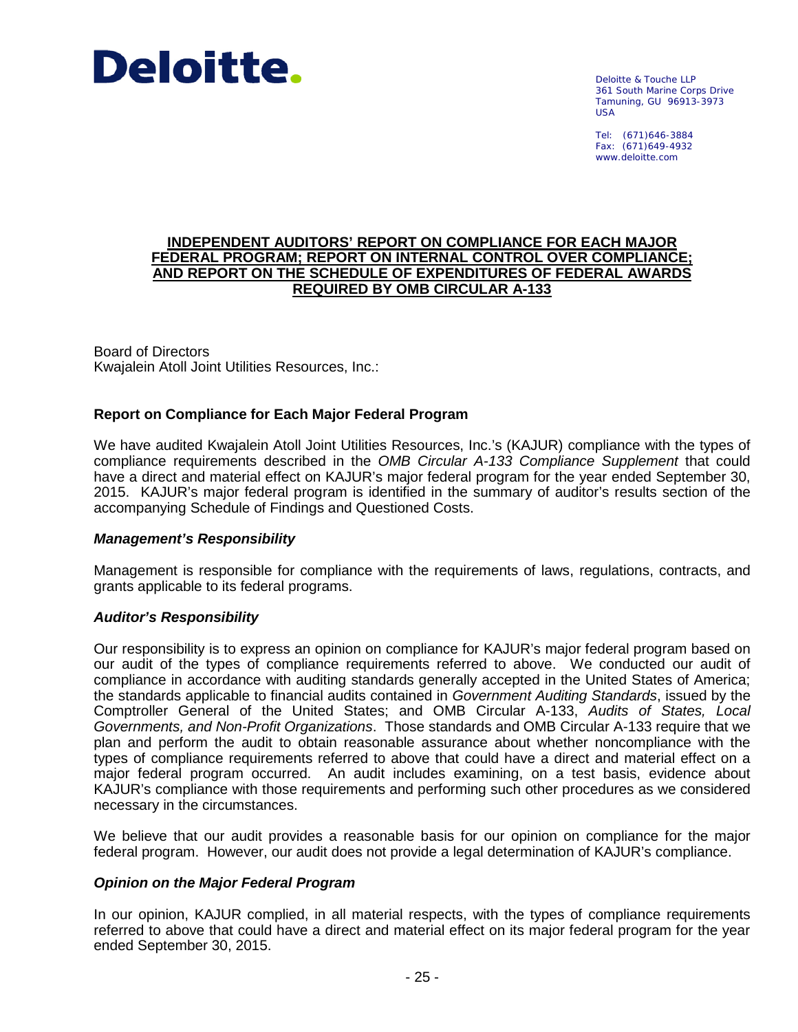**Deloitte.**

Deloitte & Touche LLP
361 South Marine Corps Drive
Tamuning, GU 96913-3973
USA

Tel: (671)646-3884
Fax: (671)649-4932
www.deloitte.com

## INDEPENDENT AUDITORS' REPORT ON COMPLIANCE FOR EACH MAJOR FEDERAL PROGRAM; REPORT ON INTERNAL CONTROL OVER COMPLIANCE; AND REPORT ON THE SCHEDULE OF EXPENDITURES OF FEDERAL AWARDS REQUIRED BY OMB CIRCULAR A-133

Board of Directors
Kwajalein Atoll Joint Utilities Resources, Inc.:

### Report on Compliance for Each Major Federal Program

We have audited Kwajalein Atoll Joint Utilities Resources, Inc.'s (KAJUR) compliance with the types of compliance requirements described in the *OMB Circular A-133 Compliance Supplement* that could have a direct and material effect on KAJUR's major federal program for the year ended September 30, 2015. KAJUR's major federal program is identified in the summary of auditor's results section of the accompanying Schedule of Findings and Questioned Costs.

#### *Management's Responsibility*

Management is responsible for compliance with the requirements of laws, regulations, contracts, and grants applicable to its federal programs.

#### *Auditor's Responsibility*

Our responsibility is to express an opinion on compliance for KAJUR's major federal program based on our audit of the types of compliance requirements referred to above. We conducted our audit of compliance in accordance with auditing standards generally accepted in the United States of America; the standards applicable to financial audits contained in *Government Auditing Standards*, issued by the Comptroller General of the United States; and OMB Circular A-133, *Audits of States, Local Governments, and Non-Profit Organizations*. Those standards and OMB Circular A-133 require that we plan and perform the audit to obtain reasonable assurance about whether noncompliance with the types of compliance requirements referred to above that could have a direct and material effect on a major federal program occurred. An audit includes examining, on a test basis, evidence about KAJUR's compliance with those requirements and performing such other procedures as we considered necessary in the circumstances.

We believe that our audit provides a reasonable basis for our opinion on compliance for the major federal program. However, our audit does not provide a legal determination of KAJUR's compliance.

#### *Opinion on the Major Federal Program*

In our opinion, KAJUR complied, in all material respects, with the types of compliance requirements referred to above that could have a direct and material effect on its major federal program for the year ended September 30, 2015.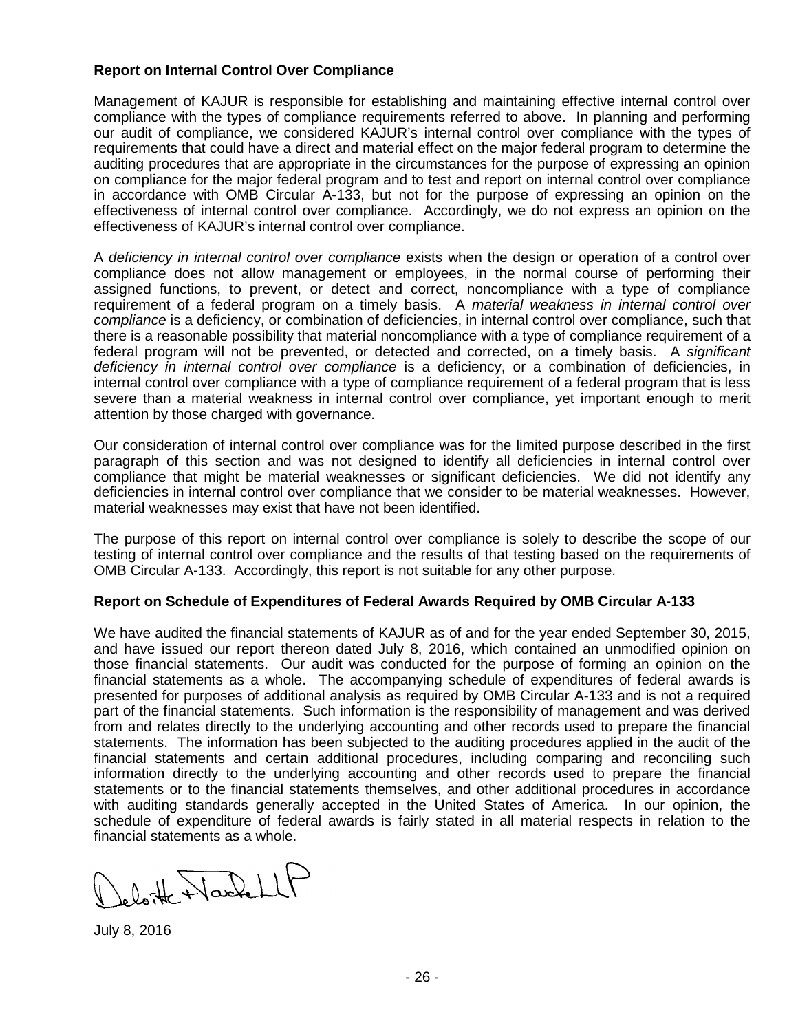**Report on Internal Control Over Compliance**

Management of KAJUR is responsible for establishing and maintaining effective internal control over compliance with the types of compliance requirements referred to above. In planning and performing our audit of compliance, we considered KAJUR's internal control over compliance with the types of requirements that could have a direct and material effect on the major federal program to determine the auditing procedures that are appropriate in the circumstances for the purpose of expressing an opinion on compliance for the major federal program and to test and report on internal control over compliance in accordance with OMB Circular A-133, but not for the purpose of expressing an opinion on the effectiveness of internal control over compliance. Accordingly, we do not express an opinion on the effectiveness of KAJUR's internal control over compliance.

A *deficiency in internal control over compliance* exists when the design or operation of a control over compliance does not allow management or employees, in the normal course of performing their assigned functions, to prevent, or detect and correct, noncompliance with a type of compliance requirement of a federal program on a timely basis. A *material weakness in internal control over compliance* is a deficiency, or combination of deficiencies, in internal control over compliance, such that there is a reasonable possibility that material noncompliance with a type of compliance requirement of a federal program will not be prevented, or detected and corrected, on a timely basis. A *significant deficiency in internal control over compliance* is a deficiency, or a combination of deficiencies, in internal control over compliance with a type of compliance requirement of a federal program that is less severe than a material weakness in internal control over compliance, yet important enough to merit attention by those charged with governance.

Our consideration of internal control over compliance was for the limited purpose described in the first paragraph of this section and was not designed to identify all deficiencies in internal control over compliance that might be material weaknesses or significant deficiencies. We did not identify any deficiencies in internal control over compliance that we consider to be material weaknesses. However, material weaknesses may exist that have not been identified.

The purpose of this report on internal control over compliance is solely to describe the scope of our testing of internal control over compliance and the results of that testing based on the requirements of OMB Circular A-133. Accordingly, this report is not suitable for any other purpose.

**Report on Schedule of Expenditures of Federal Awards Required by OMB Circular A-133**

We have audited the financial statements of KAJUR as of and for the year ended September 30, 2015, and have issued our report thereon dated July 8, 2016, which contained an unmodified opinion on those financial statements. Our audit was conducted for the purpose of forming an opinion on the financial statements as a whole. The accompanying schedule of expenditures of federal awards is presented for purposes of additional analysis as required by OMB Circular A-133 and is not a required part of the financial statements. Such information is the responsibility of management and was derived from and relates directly to the underlying accounting and other records used to prepare the financial statements. The information has been subjected to the auditing procedures applied in the audit of the financial statements and certain additional procedures, including comparing and reconciling such information directly to the underlying accounting and other records used to prepare the financial statements or to the financial statements themselves, and other additional procedures in accordance with auditing standards generally accepted in the United States of America. In our opinion, the schedule of expenditure of federal awards is fairly stated in all material respects in relation to the financial statements as a whole.

Deloitte + Touche LLP

July 8, 2016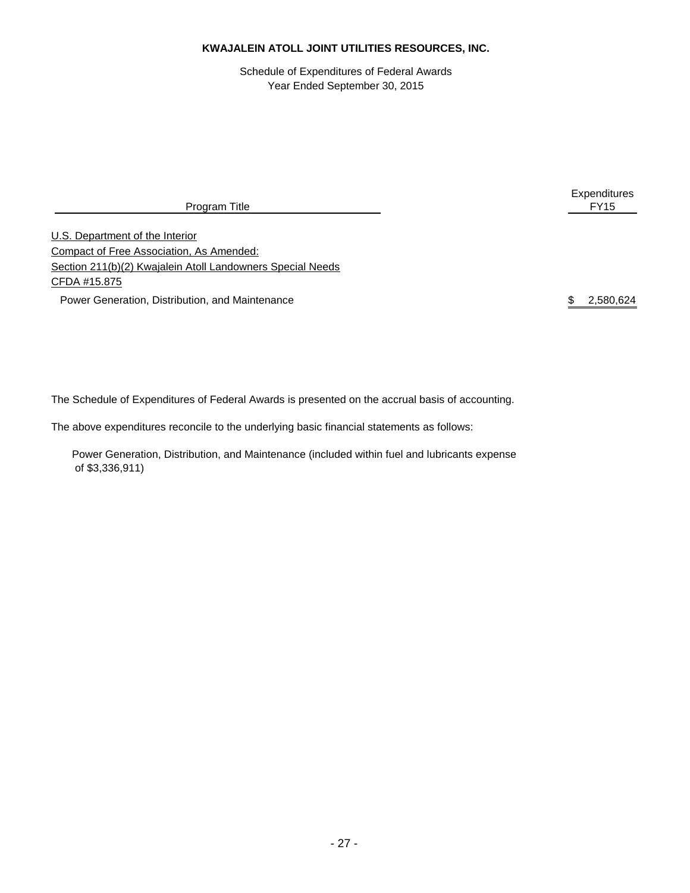**KWAJALEIN ATOLL JOINT UTILITIES RESOURCES, INC.**

Schedule of Expenditures of Federal Awards
Year Ended September 30, 2015

| Program Title | Expenditures FY15 |
| --- | --- |
| U.S. Department of the Interior | |
| Compact of Free Association, As Amended: | |
| Section 211(b)(2) Kwajalein Atoll Landowners Special Needs | |
| CFDA #15.875 | |
| Power Generation, Distribution, and Maintenance | $ 2,580,624 |

The Schedule of Expenditures of Federal Awards is presented on the accrual basis of accounting.

The above expenditures reconcile to the underlying basic financial statements as follows:

Power Generation, Distribution, and Maintenance (included within fuel and lubricants expense of $3,336,911)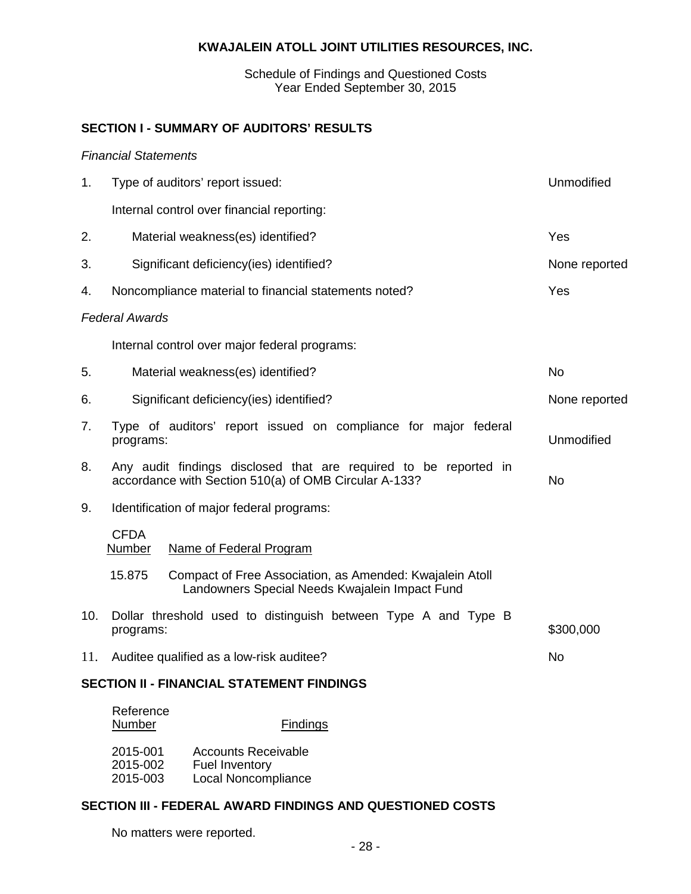**KWAJALEIN ATOLL JOINT UTILITIES RESOURCES, INC.**

Schedule of Findings and Questioned Costs
Year Ended September 30, 2015

## SECTION I - SUMMARY OF AUDITORS' RESULTS

*Financial Statements*

| | | |
|---|---|---|
| 1. | Type of auditors' report issued: | Unmodified |
| | Internal control over financial reporting: | |
| 2. | Material weakness(es) identified? | Yes |
| 3. | Significant deficiency(ies) identified? | None reported |
| 4. | Noncompliance material to financial statements noted? | Yes |

*Federal Awards*

| | | |
|---|---|---|
| | Internal control over major federal programs: | |
| 5. | Material weakness(es) identified? | No |
| 6. | Significant deficiency(ies) identified? | None reported |
| 7. | Type of auditors' report issued on compliance for major federal programs: | Unmodified |
| 8. | Any audit findings disclosed that are required to be reported in accordance with Section 510(a) of OMB Circular A-133? | No |
| 9. | Identification of major federal programs: | |

| CFDA Number | Name of Federal Program |
|---|---|
| 15.875 | Compact of Free Association, as Amended: Kwajalein Atoll Landowners Special Needs Kwajalein Impact Fund |

| | | |
|---|---|---|
| 10. | Dollar threshold used to distinguish between Type A and Type B programs: | $300,000 |
| 11. | Auditee qualified as a low-risk auditee? | No |

## SECTION II - FINANCIAL STATEMENT FINDINGS

| Reference Number | Findings |
|---|---|
| 2015-001 | Accounts Receivable |
| 2015-002 | Fuel Inventory |
| 2015-003 | Local Noncompliance |

## SECTION III - FEDERAL AWARD FINDINGS AND QUESTIONED COSTS

No matters were reported.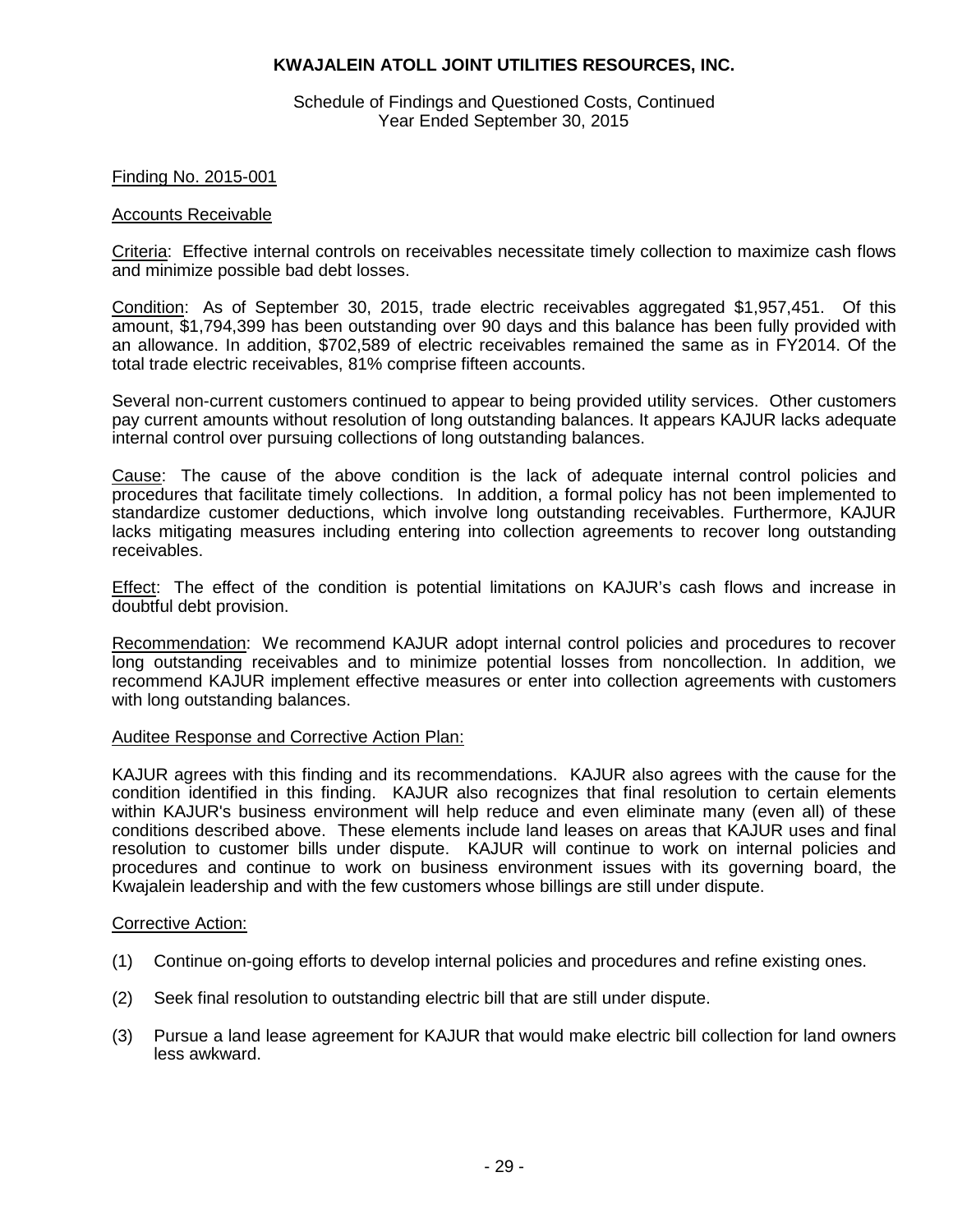# KWAJALEIN ATOLL JOINT UTILITIES RESOURCES, INC.

Schedule of Findings and Questioned Costs, Continued
Year Ended September 30, 2015

Finding No. 2015-001

Accounts Receivable

Criteria: Effective internal controls on receivables necessitate timely collection to maximize cash flows and minimize possible bad debt losses.

Condition: As of September 30, 2015, trade electric receivables aggregated $1,957,451. Of this amount, $1,794,399 has been outstanding over 90 days and this balance has been fully provided with an allowance. In addition, $702,589 of electric receivables remained the same as in FY2014. Of the total trade electric receivables, 81% comprise fifteen accounts.

Several non-current customers continued to appear to being provided utility services. Other customers pay current amounts without resolution of long outstanding balances. It appears KAJUR lacks adequate internal control over pursuing collections of long outstanding balances.

Cause: The cause of the above condition is the lack of adequate internal control policies and procedures that facilitate timely collections. In addition, a formal policy has not been implemented to standardize customer deductions, which involve long outstanding receivables. Furthermore, KAJUR lacks mitigating measures including entering into collection agreements to recover long outstanding receivables.

Effect: The effect of the condition is potential limitations on KAJUR's cash flows and increase in doubtful debt provision.

Recommendation: We recommend KAJUR adopt internal control policies and procedures to recover long outstanding receivables and to minimize potential losses from noncollection. In addition, we recommend KAJUR implement effective measures or enter into collection agreements with customers with long outstanding balances.

Auditee Response and Corrective Action Plan:

KAJUR agrees with this finding and its recommendations. KAJUR also agrees with the cause for the condition identified in this finding. KAJUR also recognizes that final resolution to certain elements within KAJUR's business environment will help reduce and even eliminate many (even all) of these conditions described above. These elements include land leases on areas that KAJUR uses and final resolution to customer bills under dispute. KAJUR will continue to work on internal policies and procedures and continue to work on business environment issues with its governing board, the Kwajalein leadership and with the few customers whose billings are still under dispute.

Corrective Action:

(1) Continue on-going efforts to develop internal policies and procedures and refine existing ones.

(2) Seek final resolution to outstanding electric bill that are still under dispute.

(3) Pursue a land lease agreement for KAJUR that would make electric bill collection for land owners less awkward.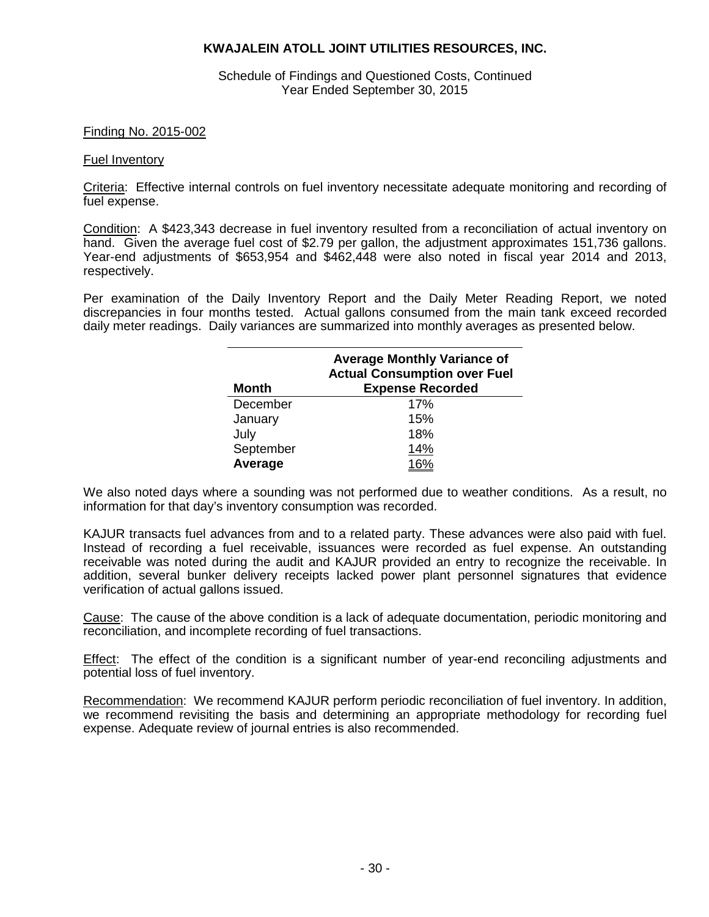**KWAJALEIN ATOLL JOINT UTILITIES RESOURCES, INC.**

Schedule of Findings and Questioned Costs, Continued
Year Ended September 30, 2015

Finding No. 2015-002

Fuel Inventory

Criteria: Effective internal controls on fuel inventory necessitate adequate monitoring and recording of fuel expense.

Condition: A $423,343 decrease in fuel inventory resulted from a reconciliation of actual inventory on hand. Given the average fuel cost of $2.79 per gallon, the adjustment approximates 151,736 gallons. Year-end adjustments of $653,954 and $462,448 were also noted in fiscal year 2014 and 2013, respectively.

Per examination of the Daily Inventory Report and the Daily Meter Reading Report, we noted discrepancies in four months tested. Actual gallons consumed from the main tank exceed recorded daily meter readings. Daily variances are summarized into monthly averages as presented below.

| Month | Average Monthly Variance of Actual Consumption over Fuel Expense Recorded |
|---|---|
| December | 17% |
| January | 15% |
| July | 18% |
| September | 14% |
| **Average** | 16% |

We also noted days where a sounding was not performed due to weather conditions. As a result, no information for that day's inventory consumption was recorded.

KAJUR transacts fuel advances from and to a related party. These advances were also paid with fuel. Instead of recording a fuel receivable, issuances were recorded as fuel expense. An outstanding receivable was noted during the audit and KAJUR provided an entry to recognize the receivable. In addition, several bunker delivery receipts lacked power plant personnel signatures that evidence verification of actual gallons issued.

Cause: The cause of the above condition is a lack of adequate documentation, periodic monitoring and reconciliation, and incomplete recording of fuel transactions.

Effect: The effect of the condition is a significant number of year-end reconciling adjustments and potential loss of fuel inventory.

Recommendation: We recommend KAJUR perform periodic reconciliation of fuel inventory. In addition, we recommend revisiting the basis and determining an appropriate methodology for recording fuel expense. Adequate review of journal entries is also recommended.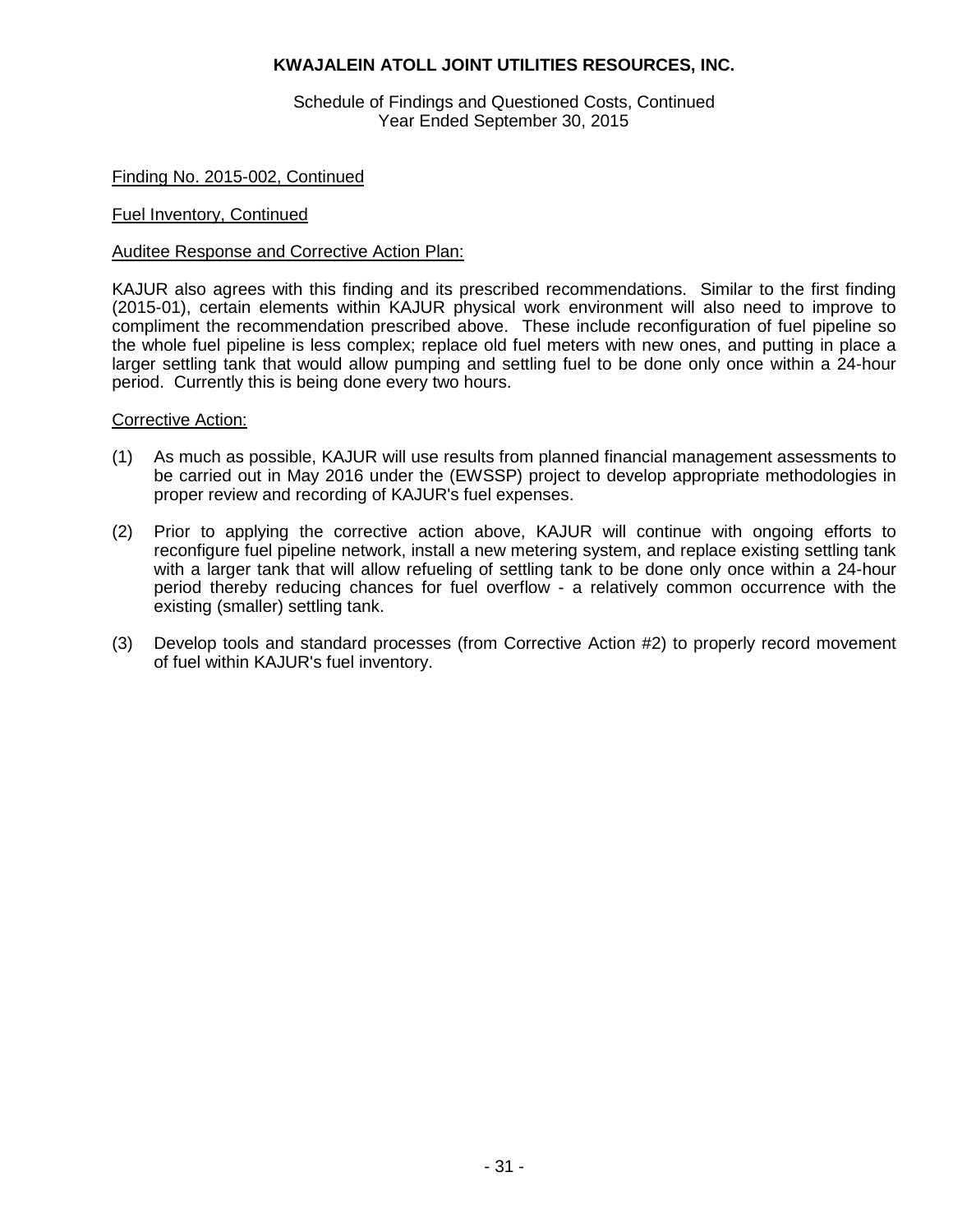**KWAJALEIN ATOLL JOINT UTILITIES RESOURCES, INC.**

Schedule of Findings and Questioned Costs, Continued
Year Ended September 30, 2015

Finding No. 2015-002, Continued

Fuel Inventory, Continued

Auditee Response and Corrective Action Plan:

KAJUR also agrees with this finding and its prescribed recommendations. Similar to the first finding (2015-01), certain elements within KAJUR physical work environment will also need to improve to compliment the recommendation prescribed above. These include reconfiguration of fuel pipeline so the whole fuel pipeline is less complex; replace old fuel meters with new ones, and putting in place a larger settling tank that would allow pumping and settling fuel to be done only once within a 24-hour period. Currently this is being done every two hours.

Corrective Action:

(1) As much as possible, KAJUR will use results from planned financial management assessments to be carried out in May 2016 under the (EWSSP) project to develop appropriate methodologies in proper review and recording of KAJUR's fuel expenses.

(2) Prior to applying the corrective action above, KAJUR will continue with ongoing efforts to reconfigure fuel pipeline network, install a new metering system, and replace existing settling tank with a larger tank that will allow refueling of settling tank to be done only once within a 24-hour period thereby reducing chances for fuel overflow - a relatively common occurrence with the existing (smaller) settling tank.

(3) Develop tools and standard processes (from Corrective Action #2) to properly record movement of fuel within KAJUR's fuel inventory.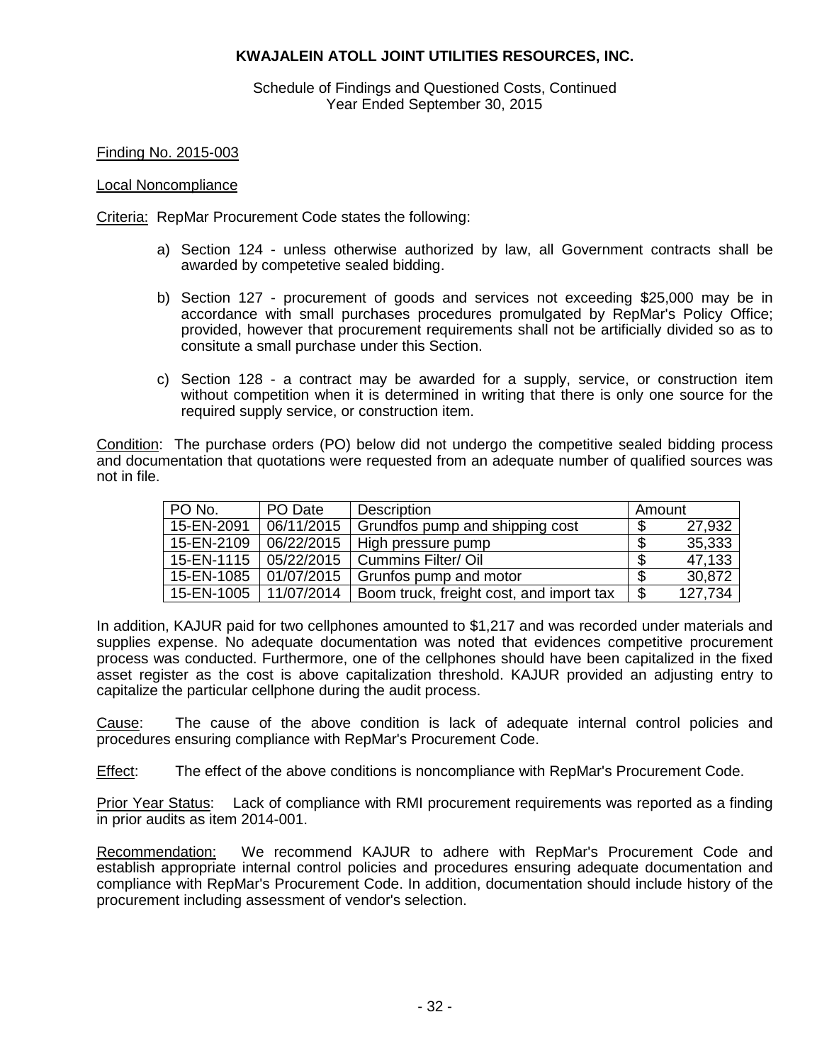**KWAJALEIN ATOLL JOINT UTILITIES RESOURCES, INC.**

Schedule of Findings and Questioned Costs, Continued
Year Ended September 30, 2015

Finding No. 2015-003

Local Noncompliance

Criteria: RepMar Procurement Code states the following:

a) Section 124 - unless otherwise authorized by law, all Government contracts shall be awarded by competetive sealed bidding.

b) Section 127 - procurement of goods and services not exceeding $25,000 may be in accordance with small purchases procedures promulgated by RepMar's Policy Office; provided, however that procurement requirements shall not be artificially divided so as to consitute a small purchase under this Section.

c) Section 128 - a contract may be awarded for a supply, service, or construction item without competition when it is determined in writing that there is only one source for the required supply service, or construction item.

Condition: The purchase orders (PO) below did not undergo the competitive sealed bidding process and documentation that quotations were requested from an adequate number of qualified sources was not in file.

| PO No. | PO Date | Description | Amount |
|---|---|---|---|
| 15-EN-2091 | 06/11/2015 | Grundfos pump and shipping cost | $ 27,932 |
| 15-EN-2109 | 06/22/2015 | High pressure pump | $ 35,333 |
| 15-EN-1115 | 05/22/2015 | Cummins Filter/ Oil | $ 47,133 |
| 15-EN-1085 | 01/07/2015 | Grunfos pump and motor | $ 30,872 |
| 15-EN-1005 | 11/07/2014 | Boom truck, freight cost, and import tax | $ 127,734 |

In addition, KAJUR paid for two cellphones amounted to $1,217 and was recorded under materials and supplies expense. No adequate documentation was noted that evidences competitive procurement process was conducted. Furthermore, one of the cellphones should have been capitalized in the fixed asset register as the cost is above capitalization threshold. KAJUR provided an adjusting entry to capitalize the particular cellphone during the audit process.

Cause: The cause of the above condition is lack of adequate internal control policies and procedures ensuring compliance with RepMar's Procurement Code.

Effect: The effect of the above conditions is noncompliance with RepMar's Procurement Code.

Prior Year Status: Lack of compliance with RMI procurement requirements was reported as a finding in prior audits as item 2014-001.

Recommendation: We recommend KAJUR to adhere with RepMar's Procurement Code and establish appropriate internal control policies and procedures ensuring adequate documentation and compliance with RepMar's Procurement Code. In addition, documentation should include history of the procurement including assessment of vendor's selection.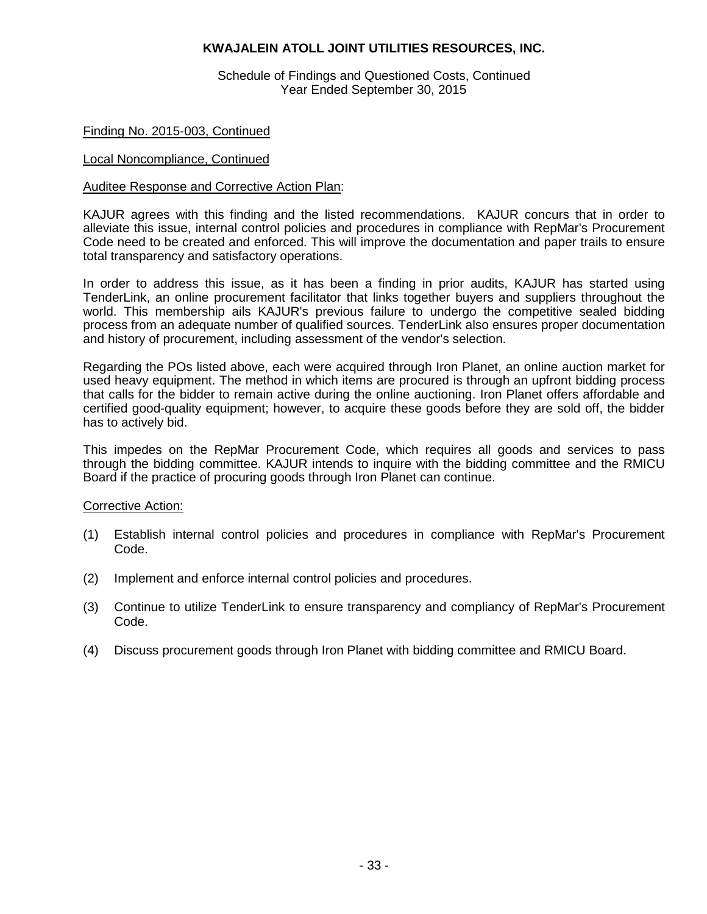**KWAJALEIN ATOLL JOINT UTILITIES RESOURCES, INC.**

Schedule of Findings and Questioned Costs, Continued
Year Ended September 30, 2015

Finding No. 2015-003, Continued

Local Noncompliance, Continued

Auditee Response and Corrective Action Plan:

KAJUR agrees with this finding and the listed recommendations. KAJUR concurs that in order to alleviate this issue, internal control policies and procedures in compliance with RepMar's Procurement Code need to be created and enforced. This will improve the documentation and paper trails to ensure total transparency and satisfactory operations.

In order to address this issue, as it has been a finding in prior audits, KAJUR has started using TenderLink, an online procurement facilitator that links together buyers and suppliers throughout the world. This membership ails KAJUR's previous failure to undergo the competitive sealed bidding process from an adequate number of qualified sources. TenderLink also ensures proper documentation and history of procurement, including assessment of the vendor's selection.

Regarding the POs listed above, each were acquired through Iron Planet, an online auction market for used heavy equipment. The method in which items are procured is through an upfront bidding process that calls for the bidder to remain active during the online auctioning. Iron Planet offers affordable and certified good-quality equipment; however, to acquire these goods before they are sold off, the bidder has to actively bid.

This impedes on the RepMar Procurement Code, which requires all goods and services to pass through the bidding committee. KAJUR intends to inquire with the bidding committee and the RMICU Board if the practice of procuring goods through Iron Planet can continue.

Corrective Action:

(1) Establish internal control policies and procedures in compliance with RepMar's Procurement Code.

(2) Implement and enforce internal control policies and procedures.

(3) Continue to utilize TenderLink to ensure transparency and compliancy of RepMar's Procurement Code.

(4) Discuss procurement goods through Iron Planet with bidding committee and RMICU Board.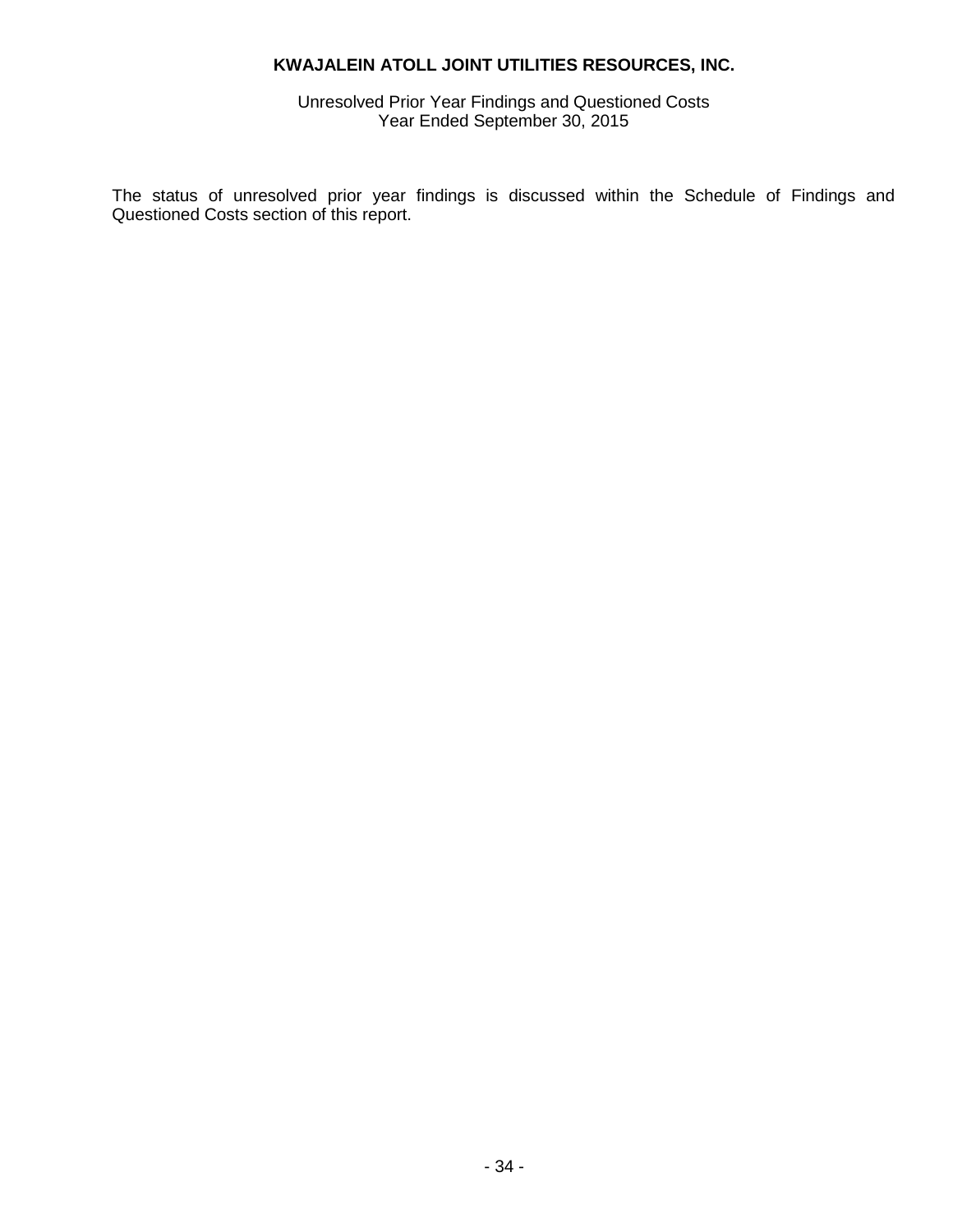# KWAJALEIN ATOLL JOINT UTILITIES RESOURCES, INC.

Unresolved Prior Year Findings and Questioned Costs
Year Ended September 30, 2015

The status of unresolved prior year findings is discussed within the Schedule of Findings and Questioned Costs section of this report.